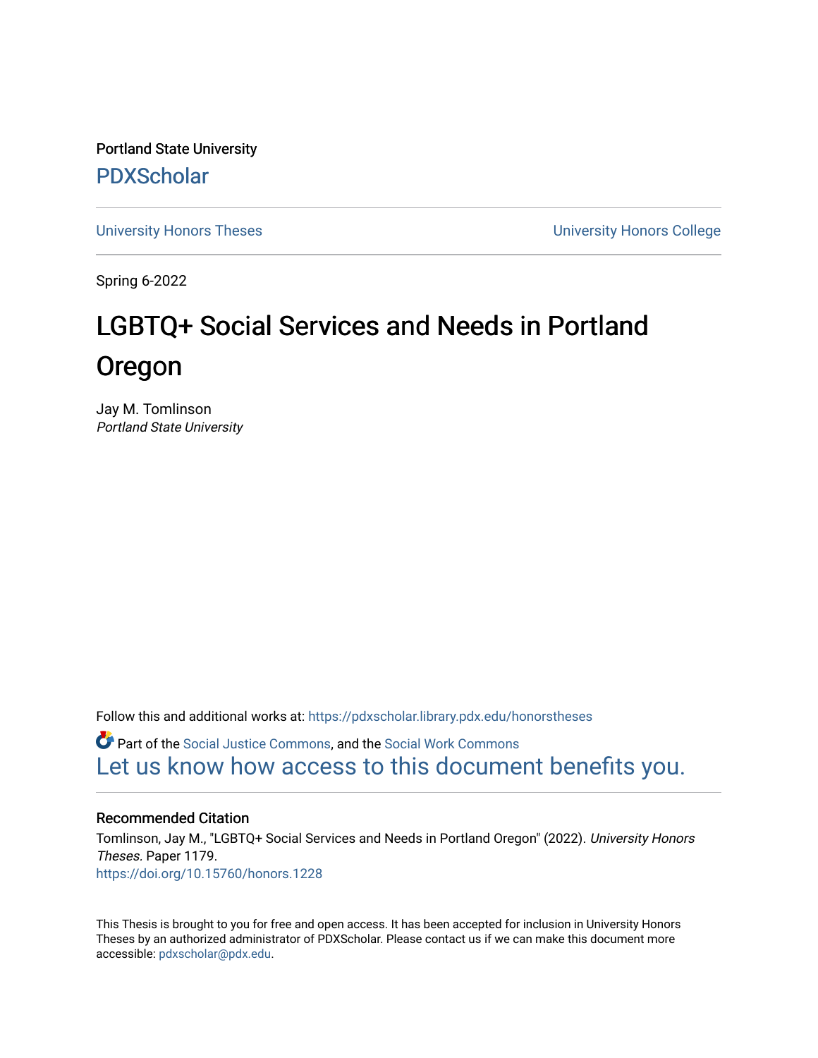Portland State University

PDXScholar

University Honors Theses | University Honors College

Spring 6-2022

# LGBTQ+ Social Services and Needs in Portland Oregon

Jay M. Tomlinson
*Portland State University*

Follow this and additional works at: https://pdxscholar.library.pdx.edu/honorstheses

Part of the Social Justice Commons, and the Social Work Commons

Let us know how access to this document benefits you.

## Recommended Citation

Tomlinson, Jay M., "LGBTQ+ Social Services and Needs in Portland Oregon" (2022). *University Honors Theses.* Paper 1179.
https://doi.org/10.15760/honors.1228

This Thesis is brought to you for free and open access. It has been accepted for inclusion in University Honors Theses by an authorized administrator of PDXScholar. Please contact us if we can make this document more accessible: pdxscholar@pdx.edu.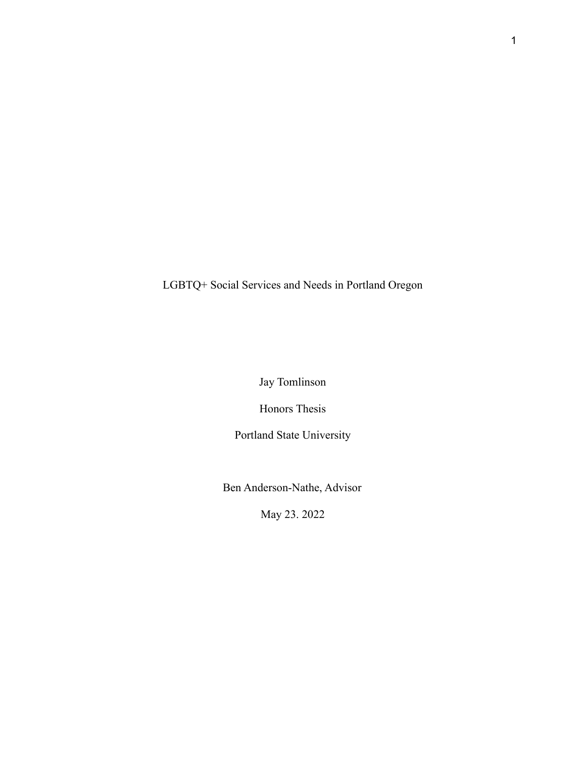# LGBTQ+ Social Services and Needs in Portland Oregon

Jay Tomlinson

Honors Thesis

Portland State University

Ben Anderson-Nathe, Advisor

May 23. 2022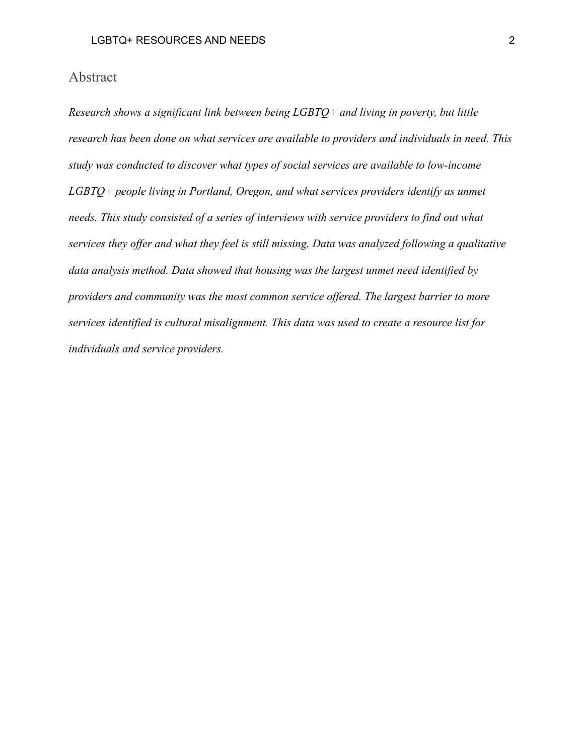# Abstract

*Research shows a significant link between being LGBTQ+ and living in poverty, but little research has been done on what services are available to providers and individuals in need. This study was conducted to discover what types of social services are available to low-income LGBTQ+ people living in Portland, Oregon, and what services providers identify as unmet needs. This study consisted of a series of interviews with service providers to find out what services they offer and what they feel is still missing. Data was analyzed following a qualitative data analysis method. Data showed that housing was the largest unmet need identified by providers and community was the most common service offered. The largest barrier to more services identified is cultural misalignment. This data was used to create a resource list for individuals and service providers.*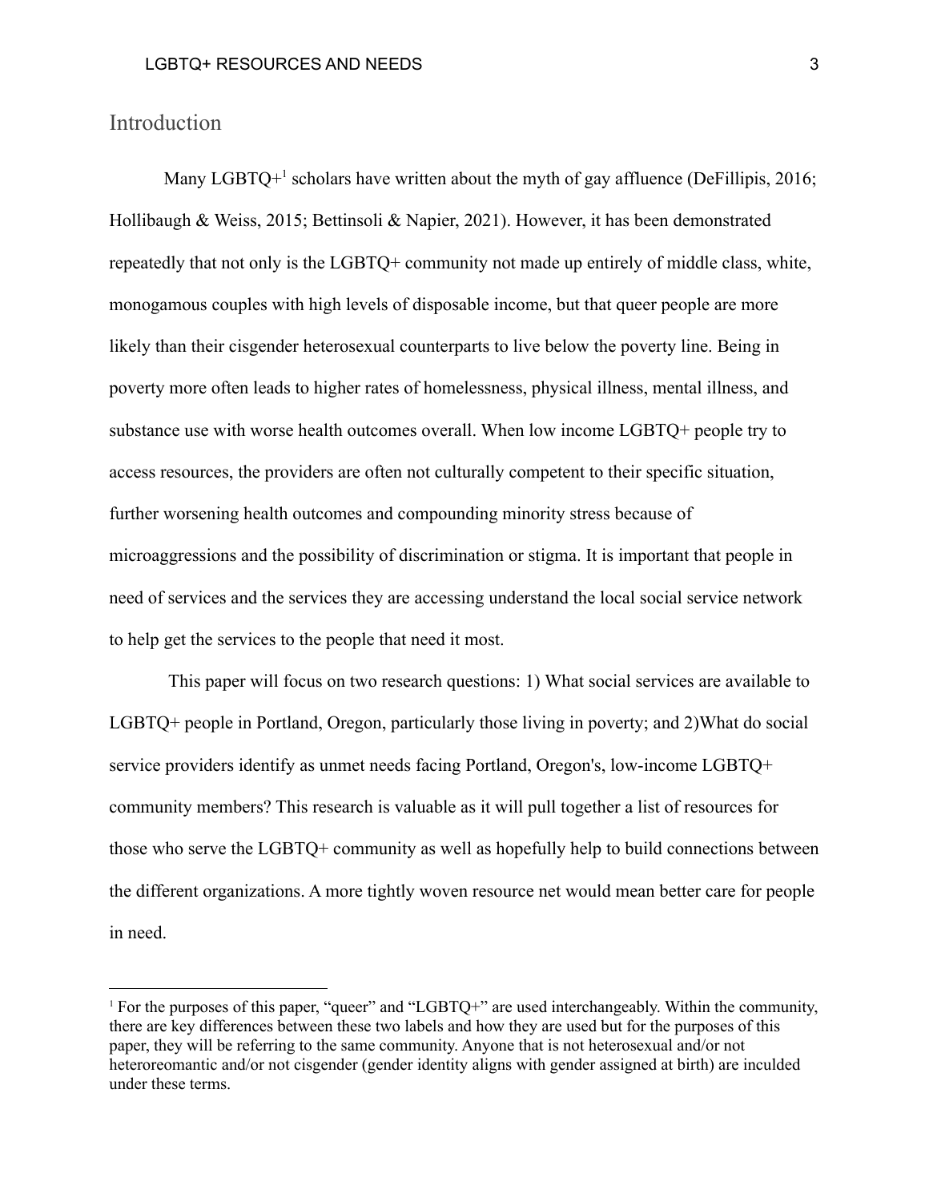## Introduction

Many LGBTQ+[1] scholars have written about the myth of gay affluence (DeFillipis, 2016; Hollibaugh & Weiss, 2015; Bettinsoli & Napier, 2021). However, it has been demonstrated repeatedly that not only is the LGBTQ+ community not made up entirely of middle class, white, monogamous couples with high levels of disposable income, but that queer people are more likely than their cisgender heterosexual counterparts to live below the poverty line. Being in poverty more often leads to higher rates of homelessness, physical illness, mental illness, and substance use with worse health outcomes overall. When low income LGBTQ+ people try to access resources, the providers are often not culturally competent to their specific situation, further worsening health outcomes and compounding minority stress because of microaggressions and the possibility of discrimination or stigma. It is important that people in need of services and the services they are accessing understand the local social service network to help get the services to the people that need it most.

This paper will focus on two research questions: 1) What social services are available to LGBTQ+ people in Portland, Oregon, particularly those living in poverty; and 2)What do social service providers identify as unmet needs facing Portland, Oregon's, low-income LGBTQ+ community members? This research is valuable as it will pull together a list of resources for those who serve the LGBTQ+ community as well as hopefully help to build connections between the different organizations. A more tightly woven resource net would mean better care for people in need.

---

[1] For the purposes of this paper, "queer" and "LGBTQ+" are used interchangeably. Within the community, there are key differences between these two labels and how they are used but for the purposes of this paper, they will be referring to the same community. Anyone that is not heterosexual and/or not heteroreomantic and/or not cisgender (gender identity aligns with gender assigned at birth) are inculded under these terms.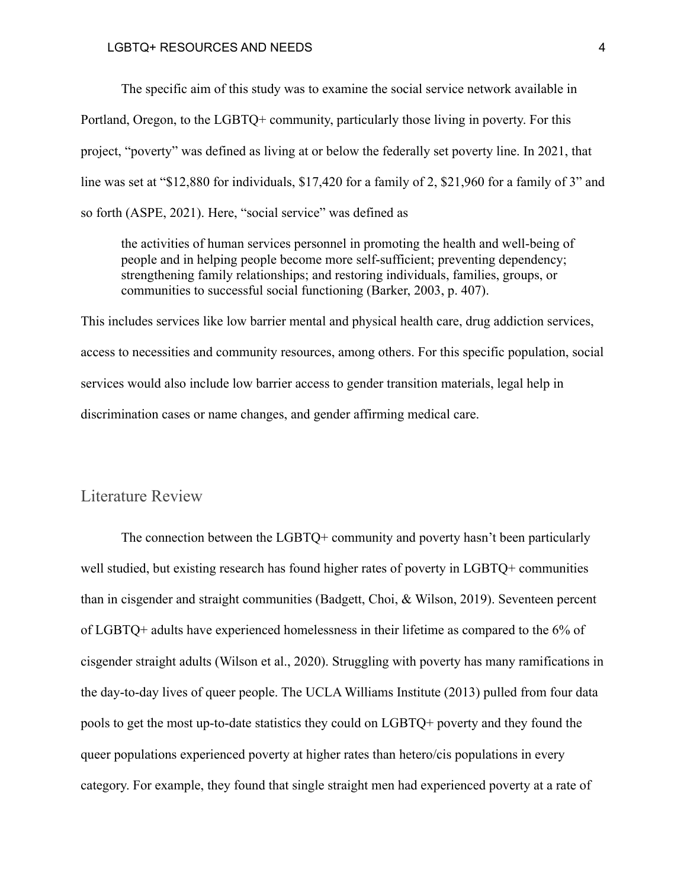The specific aim of this study was to examine the social service network available in Portland, Oregon, to the LGBTQ+ community, particularly those living in poverty. For this project, "poverty" was defined as living at or below the federally set poverty line. In 2021, that line was set at "$12,880 for individuals, $17,420 for a family of 2, $21,960 for a family of 3" and so forth (ASPE, 2021). Here, "social service" was defined as

> the activities of human services personnel in promoting the health and well-being of people and in helping people become more self-sufficient; preventing dependency; strengthening family relationships; and restoring individuals, families, groups, or communities to successful social functioning (Barker, 2003, p. 407).

This includes services like low barrier mental and physical health care, drug addiction services, access to necessities and community resources, among others. For this specific population, social services would also include low barrier access to gender transition materials, legal help in discrimination cases or name changes, and gender affirming medical care.

## Literature Review

The connection between the LGBTQ+ community and poverty hasn't been particularly well studied, but existing research has found higher rates of poverty in LGBTQ+ communities than in cisgender and straight communities (Badgett, Choi, & Wilson, 2019). Seventeen percent of LGBTQ+ adults have experienced homelessness in their lifetime as compared to the 6% of cisgender straight adults (Wilson et al., 2020). Struggling with poverty has many ramifications in the day-to-day lives of queer people. The UCLA Williams Institute (2013) pulled from four data pools to get the most up-to-date statistics they could on LGBTQ+ poverty and they found the queer populations experienced poverty at higher rates than hetero/cis populations in every category. For example, they found that single straight men had experienced poverty at a rate of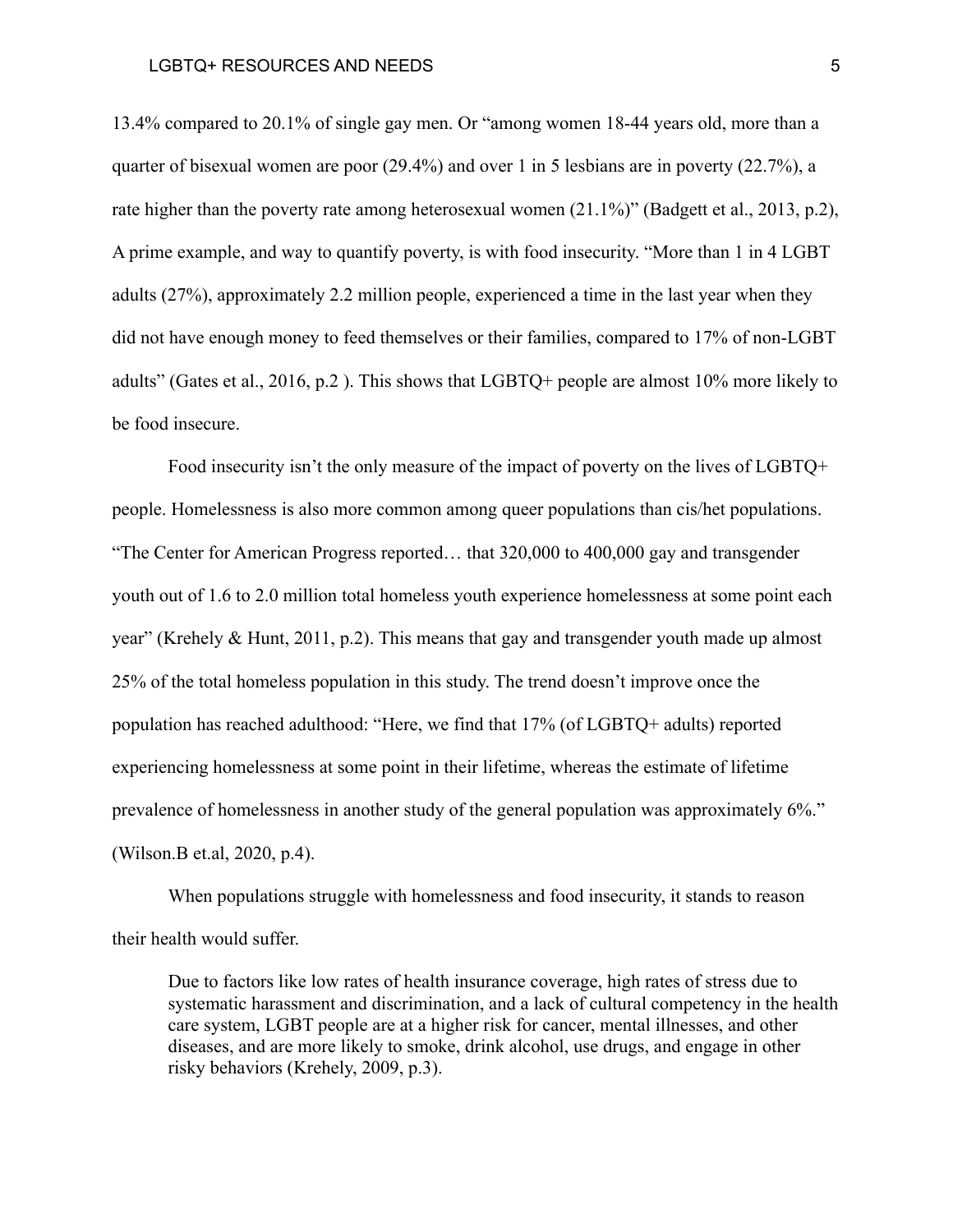13.4% compared to 20.1% of single gay men. Or "among women 18-44 years old, more than a quarter of bisexual women are poor (29.4%) and over 1 in 5 lesbians are in poverty (22.7%), a rate higher than the poverty rate among heterosexual women (21.1%)" (Badgett et al., 2013, p.2), A prime example, and way to quantify poverty, is with food insecurity. "More than 1 in 4 LGBT adults (27%), approximately 2.2 million people, experienced a time in the last year when they did not have enough money to feed themselves or their families, compared to 17% of non-LGBT adults" (Gates et al., 2016, p.2 ). This shows that LGBTQ+ people are almost 10% more likely to be food insecure.

Food insecurity isn't the only measure of the impact of poverty on the lives of LGBTQ+ people. Homelessness is also more common among queer populations than cis/het populations. "The Center for American Progress reported… that 320,000 to 400,000 gay and transgender youth out of 1.6 to 2.0 million total homeless youth experience homelessness at some point each year" (Krehely & Hunt, 2011, p.2). This means that gay and transgender youth made up almost 25% of the total homeless population in this study. The trend doesn't improve once the population has reached adulthood: "Here, we find that 17% (of LGBTQ+ adults) reported experiencing homelessness at some point in their lifetime, whereas the estimate of lifetime prevalence of homelessness in another study of the general population was approximately 6%." (Wilson.B et.al, 2020, p.4).

When populations struggle with homelessness and food insecurity, it stands to reason their health would suffer.

> Due to factors like low rates of health insurance coverage, high rates of stress due to systematic harassment and discrimination, and a lack of cultural competency in the health care system, LGBT people are at a higher risk for cancer, mental illnesses, and other diseases, and are more likely to smoke, drink alcohol, use drugs, and engage in other risky behaviors (Krehely, 2009, p.3).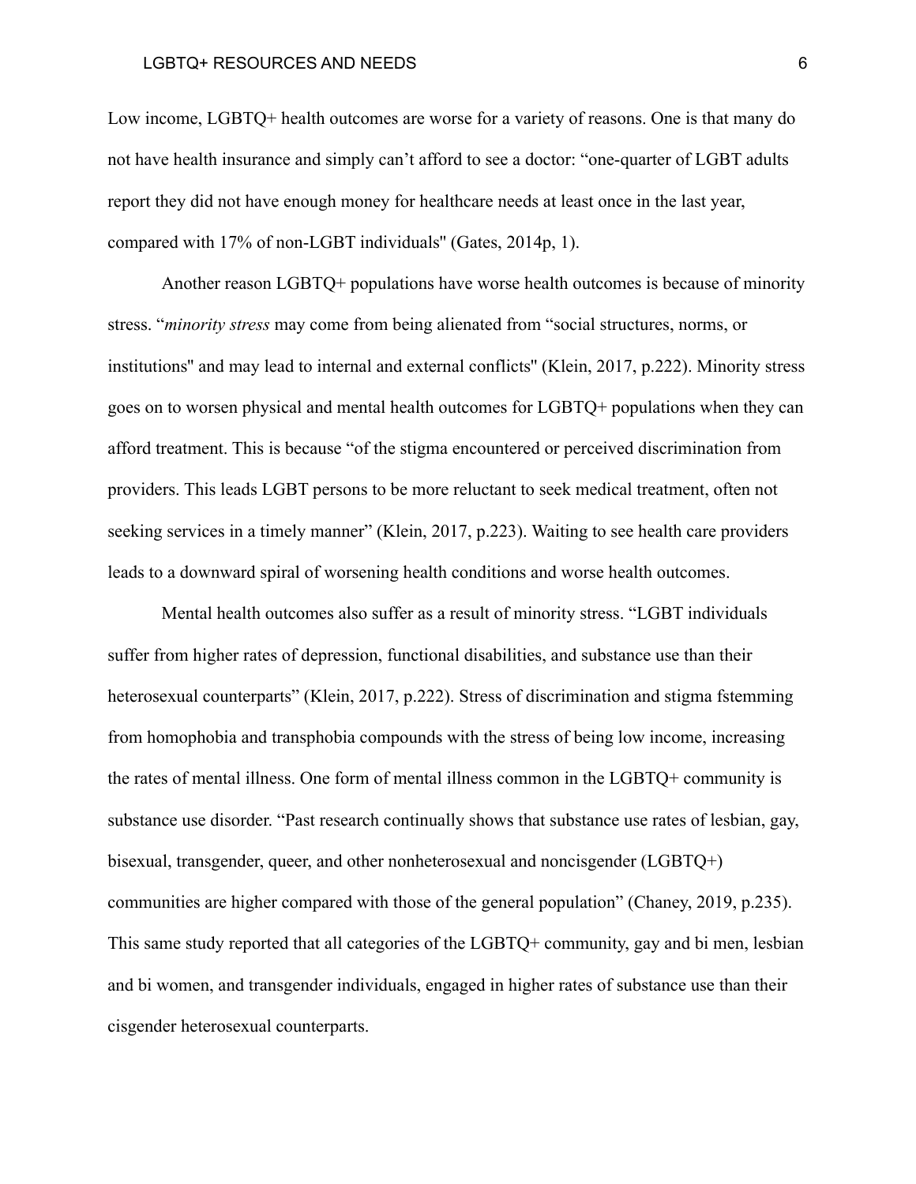Low income, LGBTQ+ health outcomes are worse for a variety of reasons. One is that many do not have health insurance and simply can't afford to see a doctor: "one-quarter of LGBT adults report they did not have enough money for healthcare needs at least once in the last year, compared with 17% of non-LGBT individuals" (Gates, 2014p, 1).

Another reason LGBTQ+ populations have worse health outcomes is because of minority stress. "*minority stress* may come from being alienated from "social structures, norms, or institutions" and may lead to internal and external conflicts" (Klein, 2017, p.222). Minority stress goes on to worsen physical and mental health outcomes for LGBTQ+ populations when they can afford treatment. This is because "of the stigma encountered or perceived discrimination from providers. This leads LGBT persons to be more reluctant to seek medical treatment, often not seeking services in a timely manner" (Klein, 2017, p.223). Waiting to see health care providers leads to a downward spiral of worsening health conditions and worse health outcomes.

Mental health outcomes also suffer as a result of minority stress. "LGBT individuals suffer from higher rates of depression, functional disabilities, and substance use than their heterosexual counterparts" (Klein, 2017, p.222). Stress of discrimination and stigma fstemming from homophobia and transphobia compounds with the stress of being low income, increasing the rates of mental illness. One form of mental illness common in the LGBTQ+ community is substance use disorder. "Past research continually shows that substance use rates of lesbian, gay, bisexual, transgender, queer, and other nonheterosexual and noncisgender (LGBTQ+) communities are higher compared with those of the general population" (Chaney, 2019, p.235). This same study reported that all categories of the LGBTQ+ community, gay and bi men, lesbian and bi women, and transgender individuals, engaged in higher rates of substance use than their cisgender heterosexual counterparts.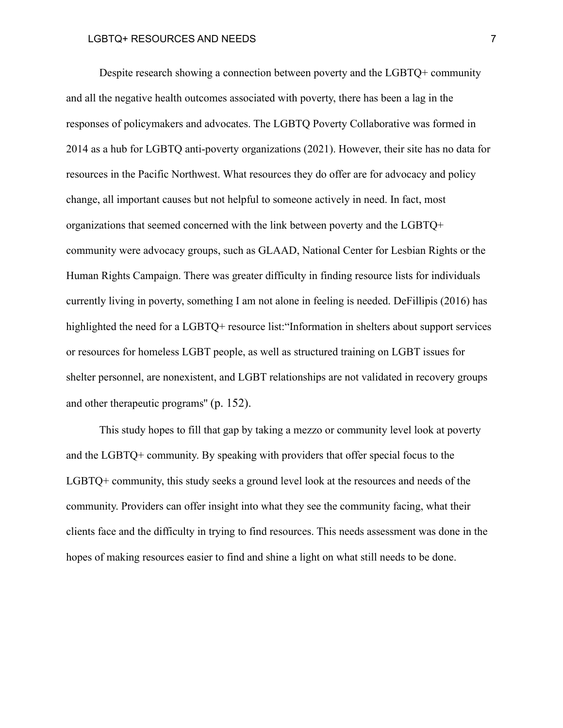Despite research showing a connection between poverty and the LGBTQ+ community and all the negative health outcomes associated with poverty, there has been a lag in the responses of policymakers and advocates. The LGBTQ Poverty Collaborative was formed in 2014 as a hub for LGBTQ anti-poverty organizations (2021). However, their site has no data for resources in the Pacific Northwest. What resources they do offer are for advocacy and policy change, all important causes but not helpful to someone actively in need. In fact, most organizations that seemed concerned with the link between poverty and the LGBTQ+ community were advocacy groups, such as GLAAD, National Center for Lesbian Rights or the Human Rights Campaign. There was greater difficulty in finding resource lists for individuals currently living in poverty, something I am not alone in feeling is needed. DeFillipis (2016) has highlighted the need for a LGBTQ+ resource list:"Information in shelters about support services or resources for homeless LGBT people, as well as structured training on LGBT issues for shelter personnel, are nonexistent, and LGBT relationships are not validated in recovery groups and other therapeutic programs" (p. 152).

This study hopes to fill that gap by taking a mezzo or community level look at poverty and the LGBTQ+ community. By speaking with providers that offer special focus to the LGBTQ+ community, this study seeks a ground level look at the resources and needs of the community. Providers can offer insight into what they see the community facing, what their clients face and the difficulty in trying to find resources. This needs assessment was done in the hopes of making resources easier to find and shine a light on what still needs to be done.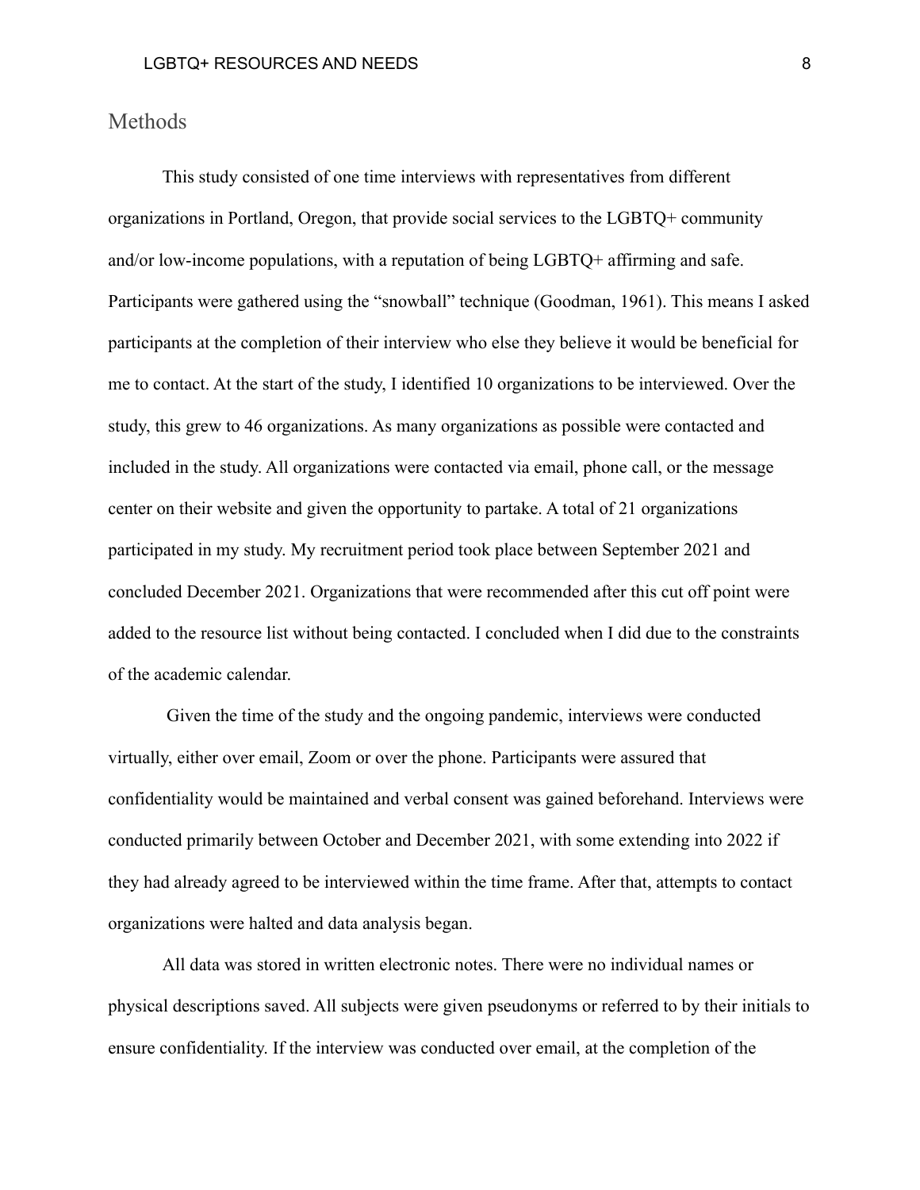## Methods

This study consisted of one time interviews with representatives from different organizations in Portland, Oregon, that provide social services to the LGBTQ+ community and/or low-income populations, with a reputation of being LGBTQ+ affirming and safe. Participants were gathered using the "snowball" technique (Goodman, 1961). This means I asked participants at the completion of their interview who else they believe it would be beneficial for me to contact. At the start of the study, I identified 10 organizations to be interviewed. Over the study, this grew to 46 organizations. As many organizations as possible were contacted and included in the study. All organizations were contacted via email, phone call, or the message center on their website and given the opportunity to partake. A total of 21 organizations participated in my study. My recruitment period took place between September 2021 and concluded December 2021. Organizations that were recommended after this cut off point were added to the resource list without being contacted. I concluded when I did due to the constraints of the academic calendar.

Given the time of the study and the ongoing pandemic, interviews were conducted virtually, either over email, Zoom or over the phone. Participants were assured that confidentiality would be maintained and verbal consent was gained beforehand. Interviews were conducted primarily between October and December 2021, with some extending into 2022 if they had already agreed to be interviewed within the time frame. After that, attempts to contact organizations were halted and data analysis began.

All data was stored in written electronic notes. There were no individual names or physical descriptions saved. All subjects were given pseudonyms or referred to by their initials to ensure confidentiality. If the interview was conducted over email, at the completion of the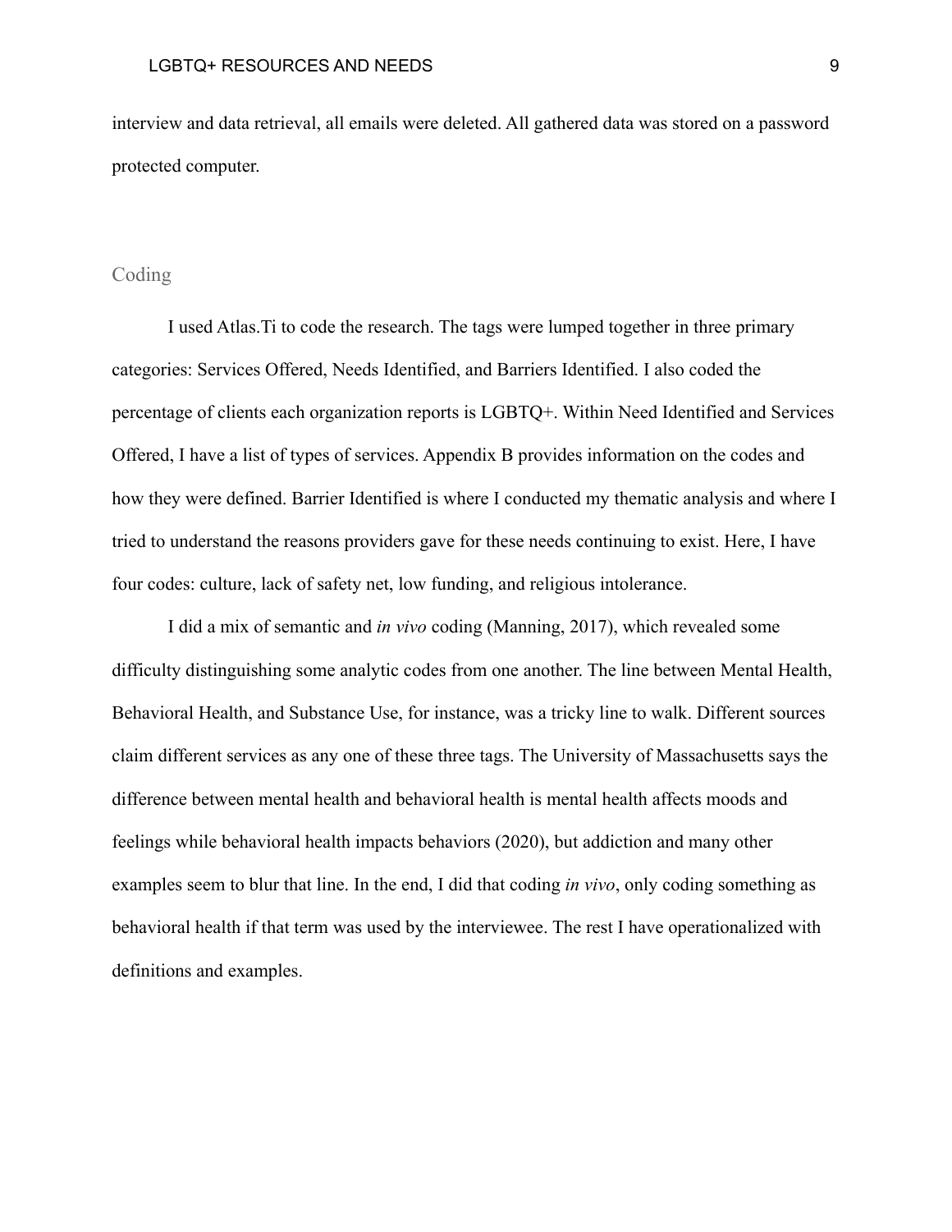interview and data retrieval, all emails were deleted. All gathered data was stored on a password protected computer.

## Coding

I used Atlas.Ti to code the research. The tags were lumped together in three primary categories: Services Offered, Needs Identified, and Barriers Identified. I also coded the percentage of clients each organization reports is LGBTQ+. Within Need Identified and Services Offered, I have a list of types of services. Appendix B provides information on the codes and how they were defined. Barrier Identified is where I conducted my thematic analysis and where I tried to understand the reasons providers gave for these needs continuing to exist. Here, I have four codes: culture, lack of safety net, low funding, and religious intolerance.

I did a mix of semantic and *in vivo* coding (Manning, 2017), which revealed some difficulty distinguishing some analytic codes from one another. The line between Mental Health, Behavioral Health, and Substance Use, for instance, was a tricky line to walk. Different sources claim different services as any one of these three tags. The University of Massachusetts says the difference between mental health and behavioral health is mental health affects moods and feelings while behavioral health impacts behaviors (2020), but addiction and many other examples seem to blur that line. In the end, I did that coding *in vivo*, only coding something as behavioral health if that term was used by the interviewee. The rest I have operationalized with definitions and examples.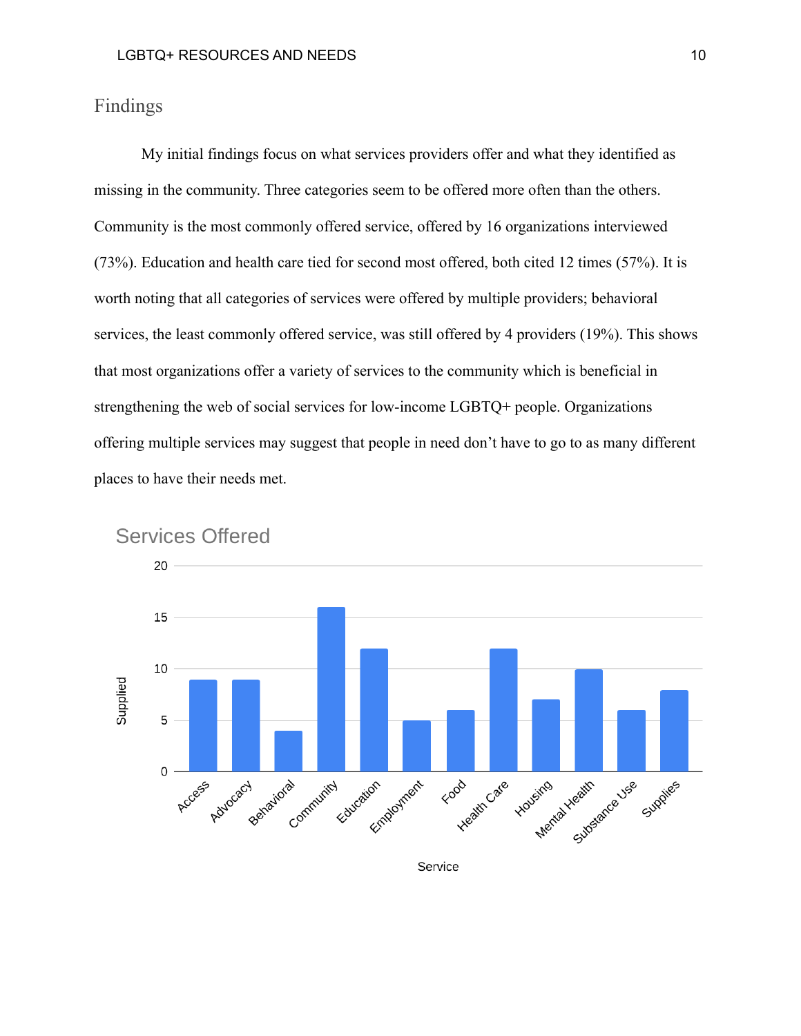## Findings

My initial findings focus on what services providers offer and what they identified as missing in the community. Three categories seem to be offered more often than the others. Community is the most commonly offered service, offered by 16 organizations interviewed (73%). Education and health care tied for second most offered, both cited 12 times (57%). It is worth noting that all categories of services were offered by multiple providers; behavioral services, the least commonly offered service, was still offered by 4 providers (19%). This shows that most organizations offer a variety of services to the community which is beneficial in strengthening the web of social services for low-income LGBTQ+ people. Organizations offering multiple services may suggest that people in need don't have to go to as many different places to have their needs met.

**Services Offered**

| Service | Supplied |
|---|---|
| Access | 9 |
| Advocacy | 9 |
| Behavioral | 4 |
| Community | 16 |
| Education | 12 |
| Employment | 5 |
| Food | 6 |
| Health Care | 12 |
| Housing | 7 |
| Mental Health | 10 |
| Substance Use | 6 |
| Supplies | 8 |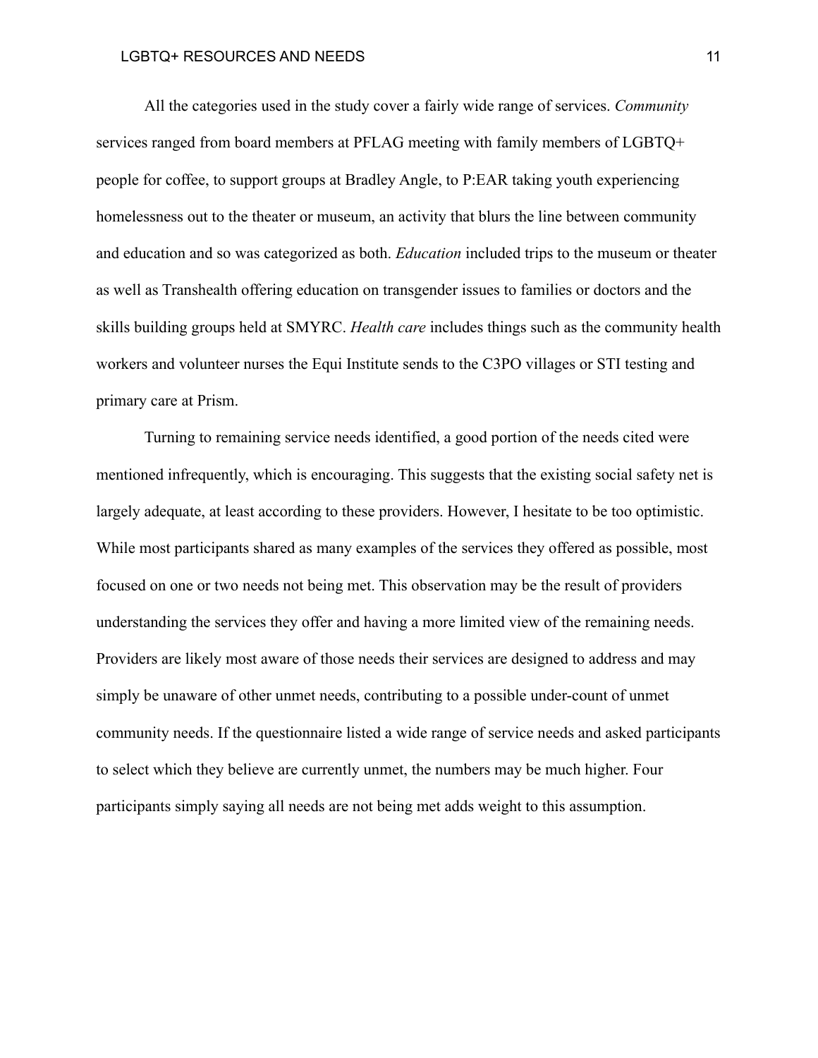All the categories used in the study cover a fairly wide range of services. *Community* services ranged from board members at PFLAG meeting with family members of LGBTQ+ people for coffee, to support groups at Bradley Angle, to P:EAR taking youth experiencing homelessness out to the theater or museum, an activity that blurs the line between community and education and so was categorized as both. *Education* included trips to the museum or theater as well as Transhealth offering education on transgender issues to families or doctors and the skills building groups held at SMYRC. *Health care* includes things such as the community health workers and volunteer nurses the Equi Institute sends to the C3PO villages or STI testing and primary care at Prism.

Turning to remaining service needs identified, a good portion of the needs cited were mentioned infrequently, which is encouraging. This suggests that the existing social safety net is largely adequate, at least according to these providers. However, I hesitate to be too optimistic. While most participants shared as many examples of the services they offered as possible, most focused on one or two needs not being met. This observation may be the result of providers understanding the services they offer and having a more limited view of the remaining needs. Providers are likely most aware of those needs their services are designed to address and may simply be unaware of other unmet needs, contributing to a possible under-count of unmet community needs. If the questionnaire listed a wide range of service needs and asked participants to select which they believe are currently unmet, the numbers may be much higher. Four participants simply saying all needs are not being met adds weight to this assumption.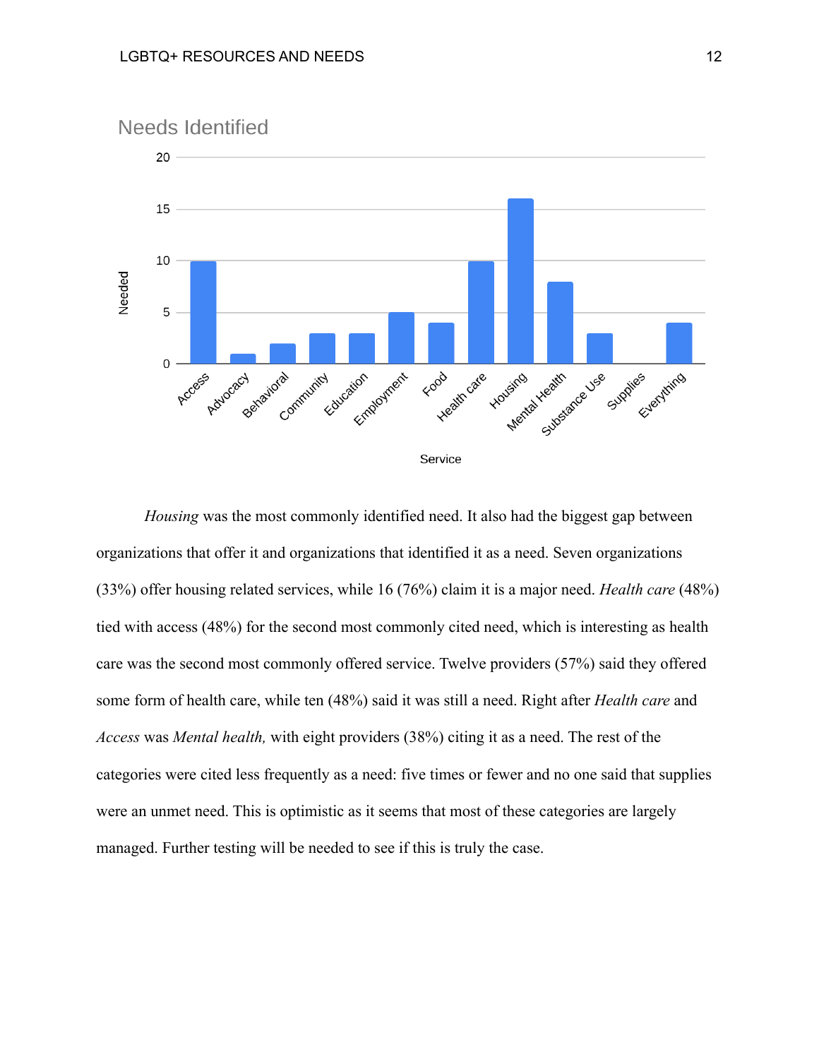Needs Identified

| Service | Needed |
|---|---|
| Access | 10 |
| Advocacy | 1 |
| Behavioral | 2 |
| Community | 3 |
| Education | 3 |
| Employment | 5 |
| Food | 4 |
| Health care | 10 |
| Housing | 16 |
| Mental Health | 8 |
| Substance Use | 3 |
| Supplies | 0 |
| Everything | 4 |

*Housing* was the most commonly identified need. It also had the biggest gap between organizations that offer it and organizations that identified it as a need. Seven organizations (33%) offer housing related services, while 16 (76%) claim it is a major need. *Health care* (48%) tied with access (48%) for the second most commonly cited need, which is interesting as health care was the second most commonly offered service. Twelve providers (57%) said they offered some form of health care, while ten (48%) said it was still a need. Right after *Health care* and *Access* was *Mental health,* with eight providers (38%) citing it as a need. The rest of the categories were cited less frequently as a need: five times or fewer and no one said that supplies were an unmet need. This is optimistic as it seems that most of these categories are largely managed. Further testing will be needed to see if this is truly the case.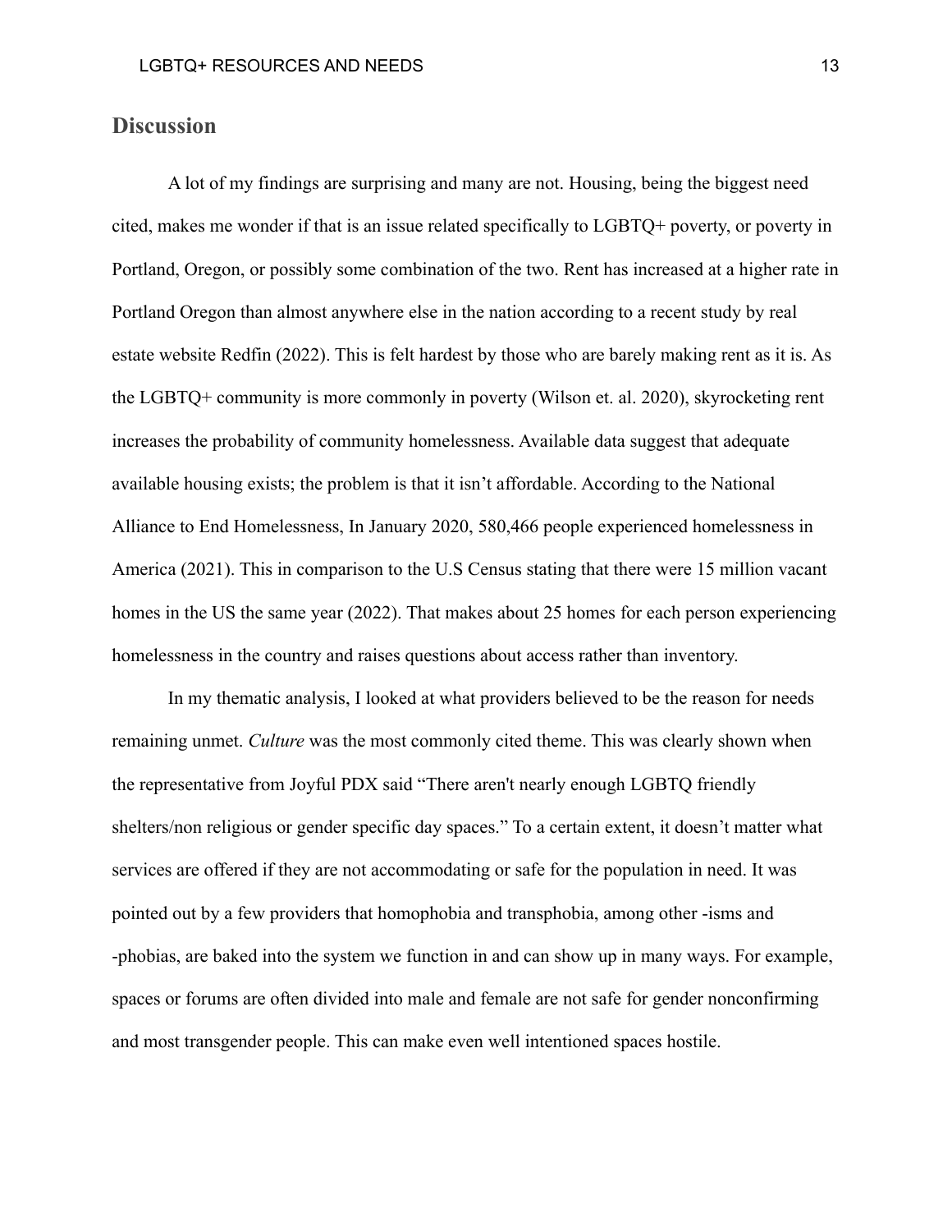## Discussion

A lot of my findings are surprising and many are not. Housing, being the biggest need cited, makes me wonder if that is an issue related specifically to LGBTQ+ poverty, or poverty in Portland, Oregon, or possibly some combination of the two. Rent has increased at a higher rate in Portland Oregon than almost anywhere else in the nation according to a recent study by real estate website Redfin (2022). This is felt hardest by those who are barely making rent as it is. As the LGBTQ+ community is more commonly in poverty (Wilson et. al. 2020), skyrocketing rent increases the probability of community homelessness. Available data suggest that adequate available housing exists; the problem is that it isn't affordable. According to the National Alliance to End Homelessness, In January 2020, 580,466 people experienced homelessness in America (2021). This in comparison to the U.S Census stating that there were 15 million vacant homes in the US the same year (2022). That makes about 25 homes for each person experiencing homelessness in the country and raises questions about access rather than inventory.

In my thematic analysis, I looked at what providers believed to be the reason for needs remaining unmet. *Culture* was the most commonly cited theme. This was clearly shown when the representative from Joyful PDX said "There aren't nearly enough LGBTQ friendly shelters/non religious or gender specific day spaces." To a certain extent, it doesn't matter what services are offered if they are not accommodating or safe for the population in need. It was pointed out by a few providers that homophobia and transphobia, among other -isms and -phobias, are baked into the system we function in and can show up in many ways. For example, spaces or forums are often divided into male and female are not safe for gender nonconfirming and most transgender people. This can make even well intentioned spaces hostile.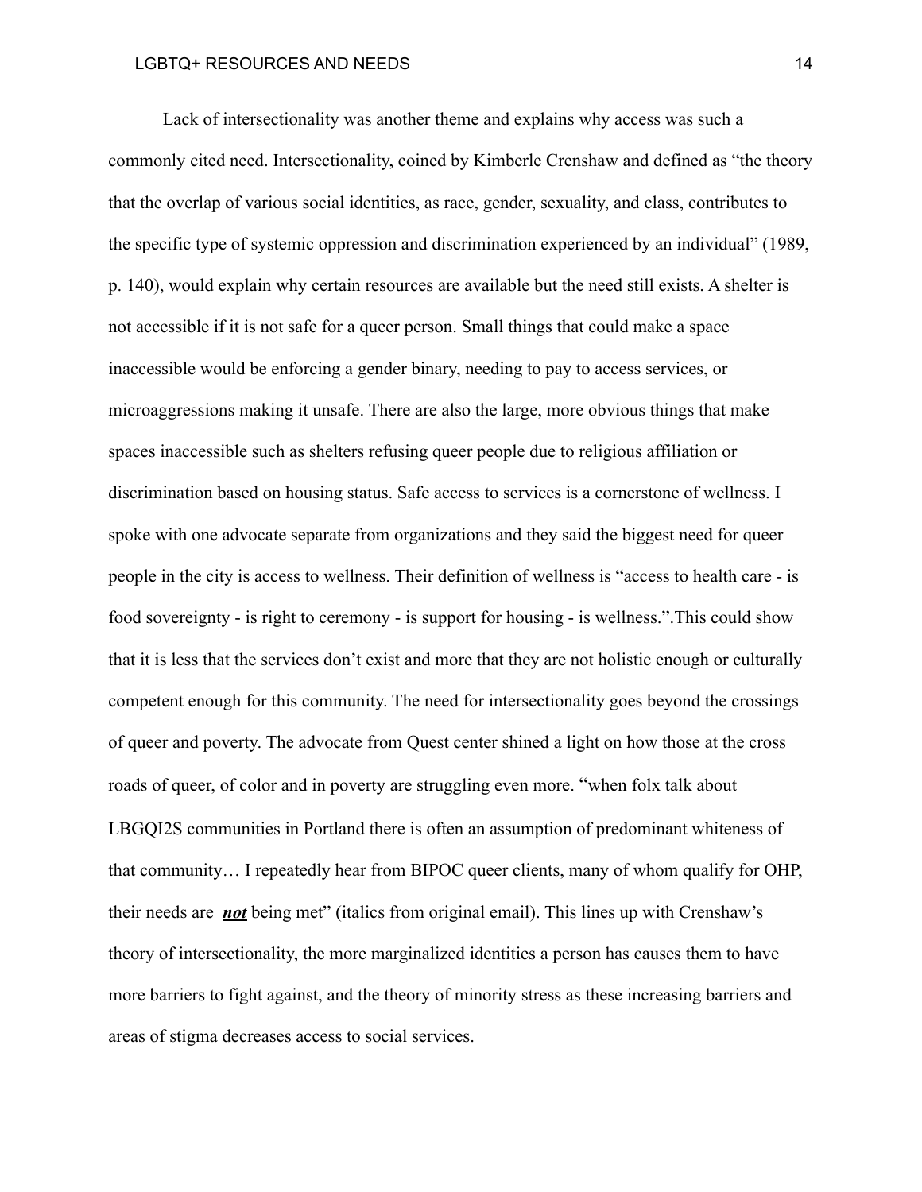Lack of intersectionality was another theme and explains why access was such a commonly cited need. Intersectionality, coined by Kimberle Crenshaw and defined as "the theory that the overlap of various social identities, as race, gender, sexuality, and class, contributes to the specific type of systemic oppression and discrimination experienced by an individual" (1989, p. 140), would explain why certain resources are available but the need still exists. A shelter is not accessible if it is not safe for a queer person. Small things that could make a space inaccessible would be enforcing a gender binary, needing to pay to access services, or microaggressions making it unsafe. There are also the large, more obvious things that make spaces inaccessible such as shelters refusing queer people due to religious affiliation or discrimination based on housing status. Safe access to services is a cornerstone of wellness. I spoke with one advocate separate from organizations and they said the biggest need for queer people in the city is access to wellness. Their definition of wellness is "access to health care - is food sovereignty - is right to ceremony - is support for housing - is wellness.".This could show that it is less that the services don't exist and more that they are not holistic enough or culturally competent enough for this community. The need for intersectionality goes beyond the crossings of queer and poverty. The advocate from Quest center shined a light on how those at the cross roads of queer, of color and in poverty are struggling even more. "when folx talk about LBGQI2S communities in Portland there is often an assumption of predominant whiteness of that community… I repeatedly hear from BIPOC queer clients, many of whom qualify for OHP, their needs are ***<u>not</u>*** being met" (italics from original email). This lines up with Crenshaw's theory of intersectionality, the more marginalized identities a person has causes them to have more barriers to fight against, and the theory of minority stress as these increasing barriers and areas of stigma decreases access to social services.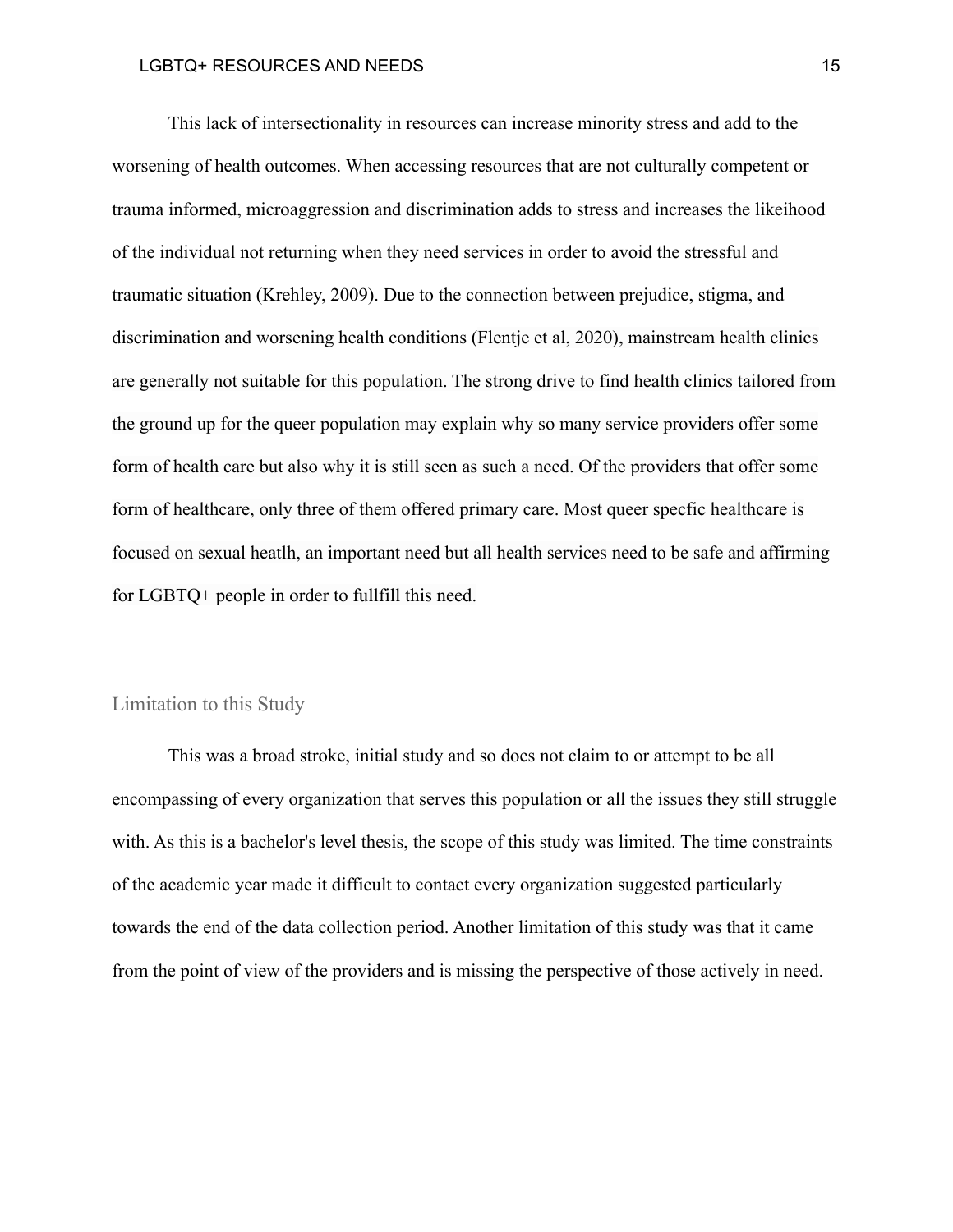This lack of intersectionality in resources can increase minority stress and add to the worsening of health outcomes. When accessing resources that are not culturally competent or trauma informed, microaggression and discrimination adds to stress and increases the likeihood of the individual not returning when they need services in order to avoid the stressful and traumatic situation (Krehley, 2009). Due to the connection between prejudice, stigma, and discrimination and worsening health conditions (Flentje et al, 2020), mainstream health clinics are generally not suitable for this population. The strong drive to find health clinics tailored from the ground up for the queer population may explain why so many service providers offer some form of health care but also why it is still seen as such a need. Of the providers that offer some form of healthcare, only three of them offered primary care. Most queer specfic healthcare is focused on sexual heatlh, an important need but all health services need to be safe and affirming for LGBTQ+ people in order to fullfill this need.

## Limitation to this Study

This was a broad stroke, initial study and so does not claim to or attempt to be all encompassing of every organization that serves this population or all the issues they still struggle with. As this is a bachelor's level thesis, the scope of this study was limited. The time constraints of the academic year made it difficult to contact every organization suggested particularly towards the end of the data collection period. Another limitation of this study was that it came from the point of view of the providers and is missing the perspective of those actively in need.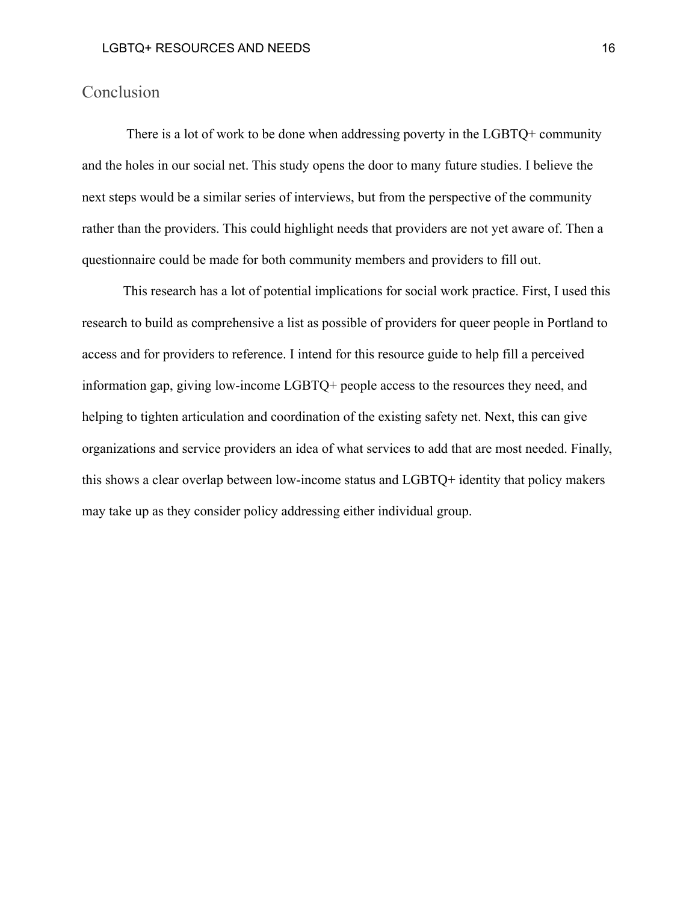## Conclusion

There is a lot of work to be done when addressing poverty in the LGBTQ+ community and the holes in our social net. This study opens the door to many future studies. I believe the next steps would be a similar series of interviews, but from the perspective of the community rather than the providers. This could highlight needs that providers are not yet aware of. Then a questionnaire could be made for both community members and providers to fill out.

This research has a lot of potential implications for social work practice. First, I used this research to build as comprehensive a list as possible of providers for queer people in Portland to access and for providers to reference. I intend for this resource guide to help fill a perceived information gap, giving low-income LGBTQ+ people access to the resources they need, and helping to tighten articulation and coordination of the existing safety net. Next, this can give organizations and service providers an idea of what services to add that are most needed. Finally, this shows a clear overlap between low-income status and LGBTQ+ identity that policy makers may take up as they consider policy addressing either individual group.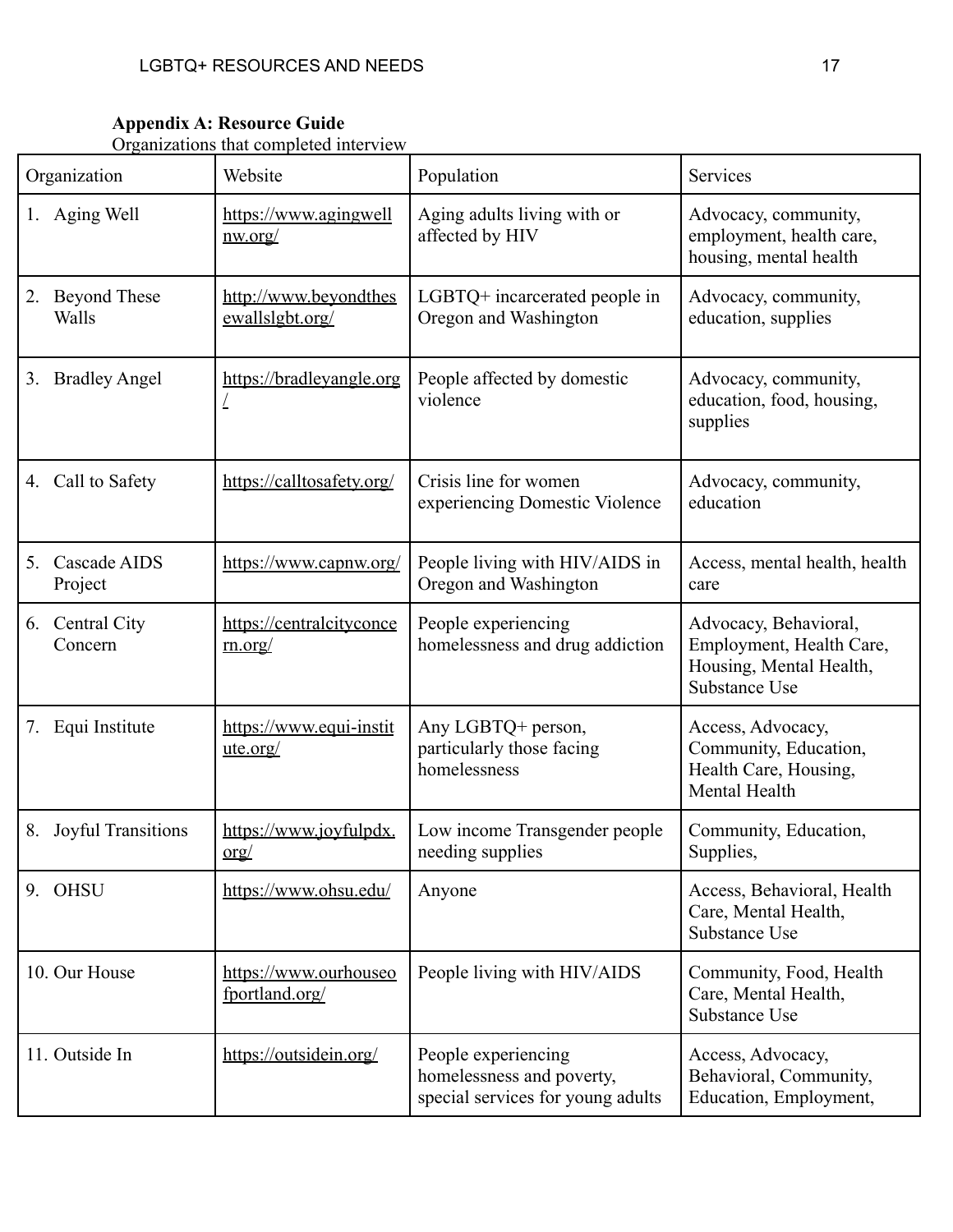**Appendix A: Resource Guide**

Organizations that completed interview

| Organization | Website | Population | Services |
|---|---|---|---|
| 1. Aging Well | https://www.agingwellnw.org/ | Aging adults living with or affected by HIV | Advocacy, community, employment, health care, housing, mental health |
| 2. Beyond These Walls | http://www.beyondthesewallslgbt.org/ | LGBTQ+ incarcerated people in Oregon and Washington | Advocacy, community, education, supplies |
| 3. Bradley Angel | https://bradleyangle.org/ | People affected by domestic violence | Advocacy, community, education, food, housing, supplies |
| 4. Call to Safety | https://calltosafety.org/ | Crisis line for women experiencing Domestic Violence | Advocacy, community, education |
| 5. Cascade AIDS Project | https://www.capnw.org/ | People living with HIV/AIDS in Oregon and Washington | Access, mental health, health care |
| 6. Central City Concern | https://centralcityconcern.org/ | People experiencing homelessness and drug addiction | Advocacy, Behavioral, Employment, Health Care, Housing, Mental Health, Substance Use |
| 7. Equi Institute | https://www.equi-institute.org/ | Any LGBTQ+ person, particularly those facing homelessness | Access, Advocacy, Community, Education, Health Care, Housing, Mental Health |
| 8. Joyful Transitions | https://www.joyfulpdx.org/ | Low income Transgender people needing supplies | Community, Education, Supplies, |
| 9. OHSU | https://www.ohsu.edu/ | Anyone | Access, Behavioral, Health Care, Mental Health, Substance Use |
| 10. Our House | https://www.ourhouseofportland.org/ | People living with HIV/AIDS | Community, Food, Health Care, Mental Health, Substance Use |
| 11. Outside In | https://outsidein.org/ | People experiencing homelessness and poverty, special services for young adults | Access, Advocacy, Behavioral, Community, Education, Employment, |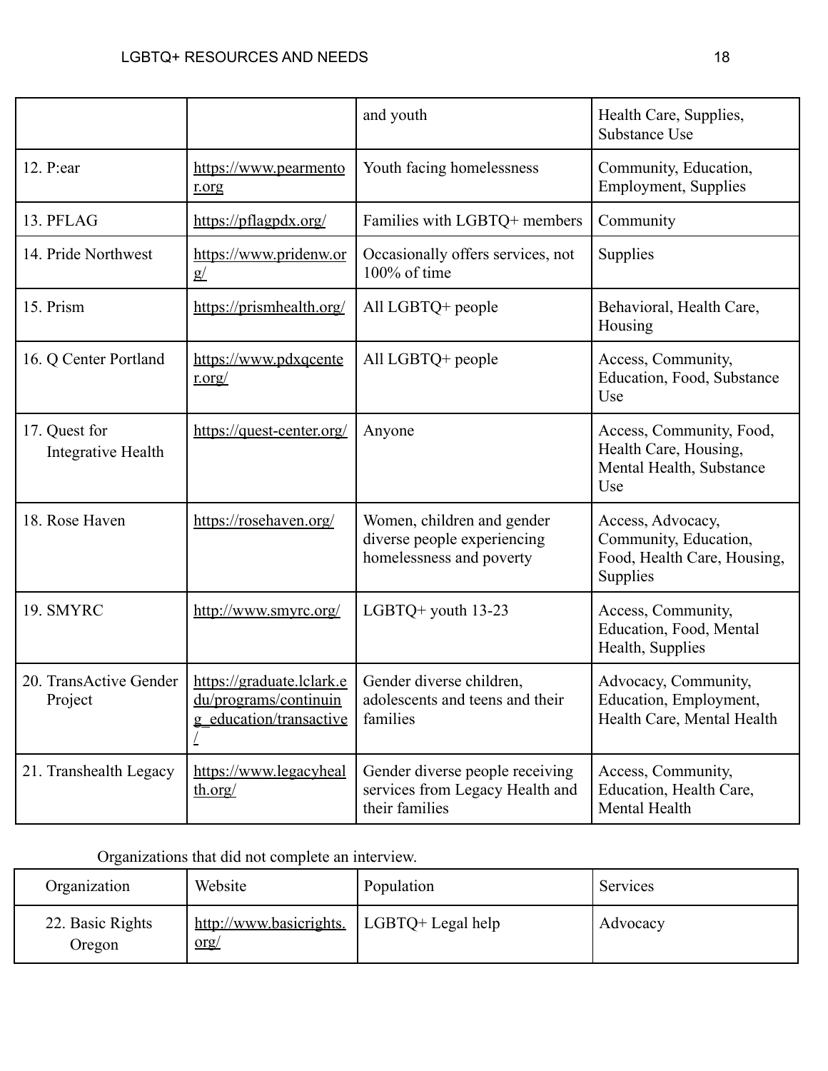| | | and youth | Health Care, Supplies, Substance Use |
|---|---|---|---|
| 12. P:ear | https://www.pearmentor.org | Youth facing homelessness | Community, Education, Employment, Supplies |
| 13. PFLAG | https://pflagpdx.org/ | Families with LGBTQ+ members | Community |
| 14. Pride Northwest | https://www.pridenw.org/ | Occasionally offers services, not 100% of time | Supplies |
| 15. Prism | https://prismhealth.org/ | All LGBTQ+ people | Behavioral, Health Care, Housing |
| 16. Q Center Portland | https://www.pdxqcenter.org/ | All LGBTQ+ people | Access, Community, Education, Food, Substance Use |
| 17. Quest for Integrative Health | https://quest-center.org/ | Anyone | Access, Community, Food, Health Care, Housing, Mental Health, Substance Use |
| 18. Rose Haven | https://rosehaven.org/ | Women, children and gender diverse people experiencing homelessness and poverty | Access, Advocacy, Community, Education, Food, Health Care, Housing, Supplies |
| 19. SMYRC | http://www.smyrc.org/ | LGBTQ+ youth 13-23 | Access, Community, Education, Food, Mental Health, Supplies |
| 20. TransActive Gender Project | https://graduate.lclark.edu/programs/continuing_education/transactive/ | Gender diverse children, adolescents and teens and their families | Advocacy, Community, Education, Employment, Health Care, Mental Health |
| 21. Transhealth Legacy | https://www.legacyhealth.org/ | Gender diverse people receiving services from Legacy Health and their families | Access, Community, Education, Health Care, Mental Health |

Organizations that did not complete an interview.

| Organization | Website | Population | Services |
|---|---|---|---|
| 22. Basic Rights Oregon | http://www.basicrights.org/ | LGBTQ+ Legal help | Advocacy |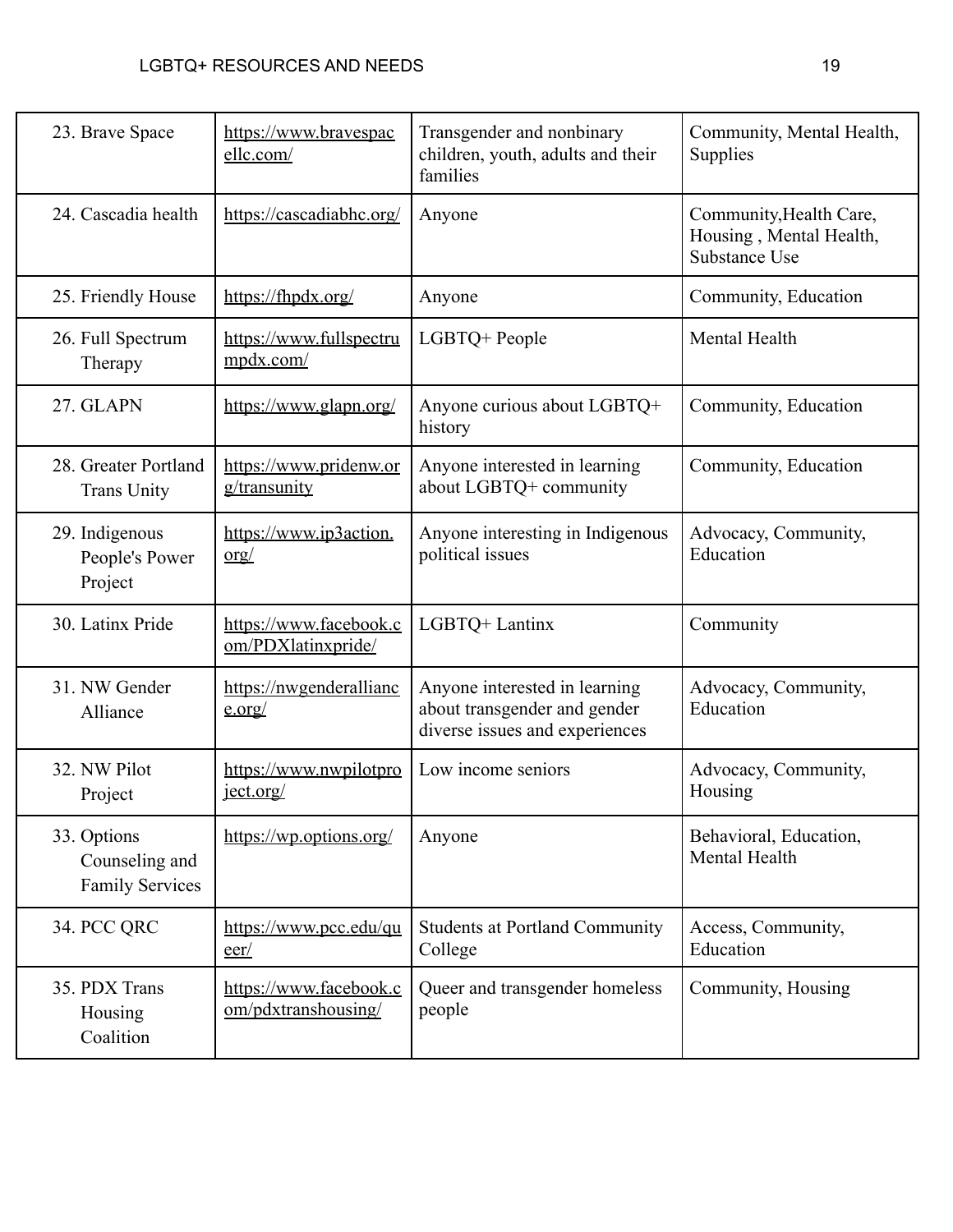| | | | |
|---|---|---|---|
| 23. Brave Space | https://www.bravespacellc.com/ | Transgender and nonbinary children, youth, adults and their families | Community, Mental Health, Supplies |
| 24. Cascadia health | https://cascadiabhc.org/ | Anyone | Community,Health Care, Housing , Mental Health, Substance Use |
| 25. Friendly House | https://fhpdx.org/ | Anyone | Community, Education |
| 26. Full Spectrum Therapy | https://www.fullspectrumpdx.com/ | LGBTQ+ People | Mental Health |
| 27. GLAPN | https://www.glapn.org/ | Anyone curious about LGBTQ+ history | Community, Education |
| 28. Greater Portland Trans Unity | https://www.pridenw.org/transunity | Anyone interested in learning about LGBTQ+ community | Community, Education |
| 29. Indigenous People's Power Project | https://www.ip3action.org/ | Anyone interesting in Indigenous political issues | Advocacy, Community, Education |
| 30. Latinx Pride | https://www.facebook.com/PDXlatinxpride/ | LGBTQ+ Lantinx | Community |
| 31. NW Gender Alliance | https://nwgenderalliance.org/ | Anyone interested in learning about transgender and gender diverse issues and experiences | Advocacy, Community, Education |
| 32. NW Pilot Project | https://www.nwpilotproject.org/ | Low income seniors | Advocacy, Community, Housing |
| 33. Options Counseling and Family Services | https://wp.options.org/ | Anyone | Behavioral, Education, Mental Health |
| 34. PCC QRC | https://www.pcc.edu/queer/ | Students at Portland Community College | Access, Community, Education |
| 35. PDX Trans Housing Coalition | https://www.facebook.com/pdxtranshousing/ | Queer and transgender homeless people | Community, Housing |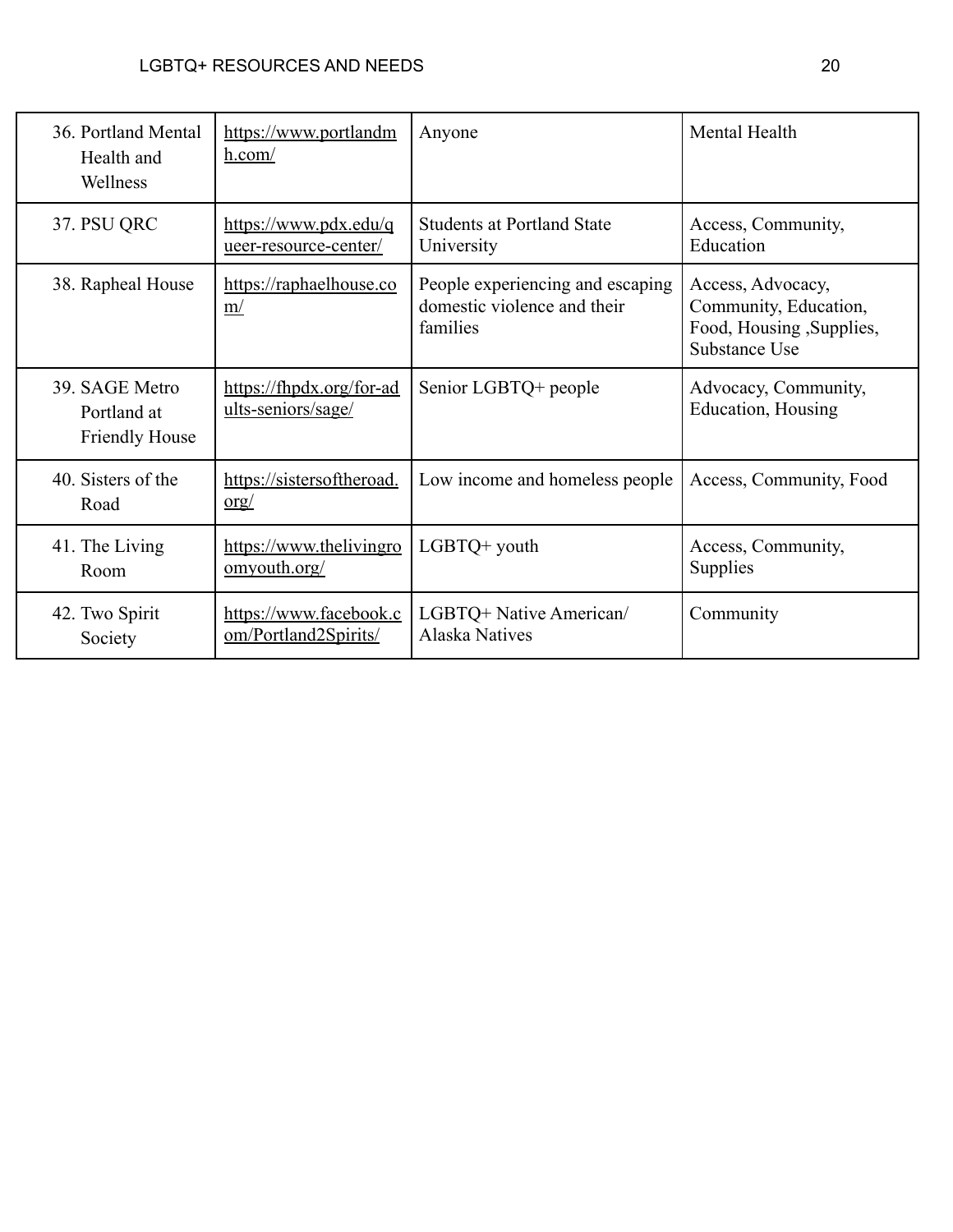| | | | |
|---|---|---|---|
| 36. Portland Mental Health and Wellness | https://www.portlandmh.com/ | Anyone | Mental Health |
| 37. PSU QRC | https://www.pdx.edu/queer-resource-center/ | Students at Portland State University | Access, Community, Education |
| 38. Rapheal House | https://raphaelhouse.com/ | People experiencing and escaping domestic violence and their families | Access, Advocacy, Community, Education, Food, Housing ,Supplies, Substance Use |
| 39. SAGE Metro Portland at Friendly House | https://fhpdx.org/for-adults-seniors/sage/ | Senior LGBTQ+ people | Advocacy, Community, Education, Housing |
| 40. Sisters of the Road | https://sistersoftheroad.org/ | Low income and homeless people | Access, Community, Food |
| 41. The Living Room | https://www.thelivingroomyouth.org/ | LGBTQ+ youth | Access, Community, Supplies |
| 42. Two Spirit Society | https://www.facebook.com/Portland2Spirits/ | LGBTQ+ Native American/ Alaska Natives | Community |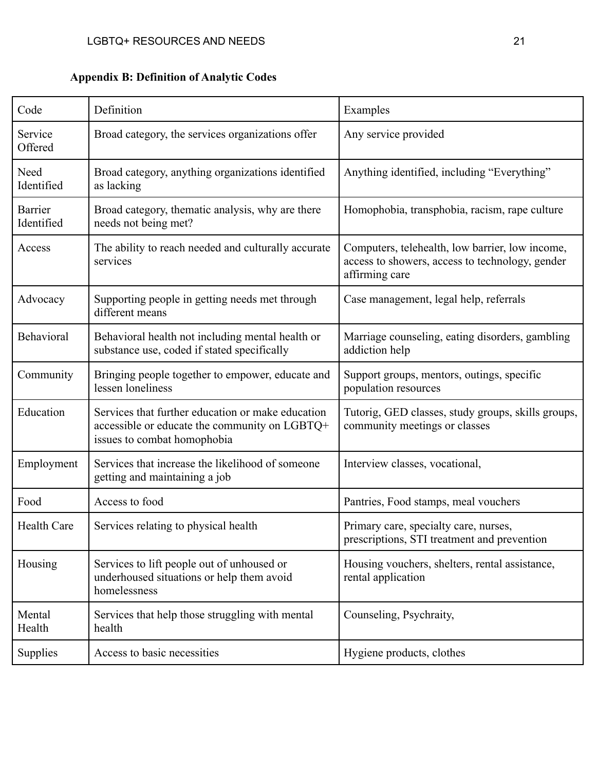**Appendix B: Definition of Analytic Codes**

| Code | Definition | Examples |
|---|---|---|
| Service Offered | Broad category, the services organizations offer | Any service provided |
| Need Identified | Broad category, anything organizations identified as lacking | Anything identified, including "Everything" |
| Barrier Identified | Broad category, thematic analysis, why are there needs not being met? | Homophobia, transphobia, racism, rape culture |
| Access | The ability to reach needed and culturally accurate services | Computers, telehealth, low barrier, low income, access to showers, access to technology, gender affirming care |
| Advocacy | Supporting people in getting needs met through different means | Case management, legal help, referrals |
| Behavioral | Behavioral health not including mental health or substance use, coded if stated specifically | Marriage counseling, eating disorders, gambling addiction help |
| Community | Bringing people together to empower, educate and lessen loneliness | Support groups, mentors, outings, specific population resources |
| Education | Services that further education or make education accessible or educate the community on LGBTQ+ issues to combat homophobia | Tutorig, GED classes, study groups, skills groups, community meetings or classes |
| Employment | Services that increase the likelihood of someone getting and maintaining a job | Interview classes, vocational, |
| Food | Access to food | Pantries, Food stamps, meal vouchers |
| Health Care | Services relating to physical health | Primary care, specialty care, nurses, prescriptions, STI treatment and prevention |
| Housing | Services to lift people out of unhoused or underhoused situations or help them avoid homelessness | Housing vouchers, shelters, rental assistance, rental application |
| Mental Health | Services that help those struggling with mental health | Counseling, Psychraity, |
| Supplies | Access to basic necessities | Hygiene products, clothes |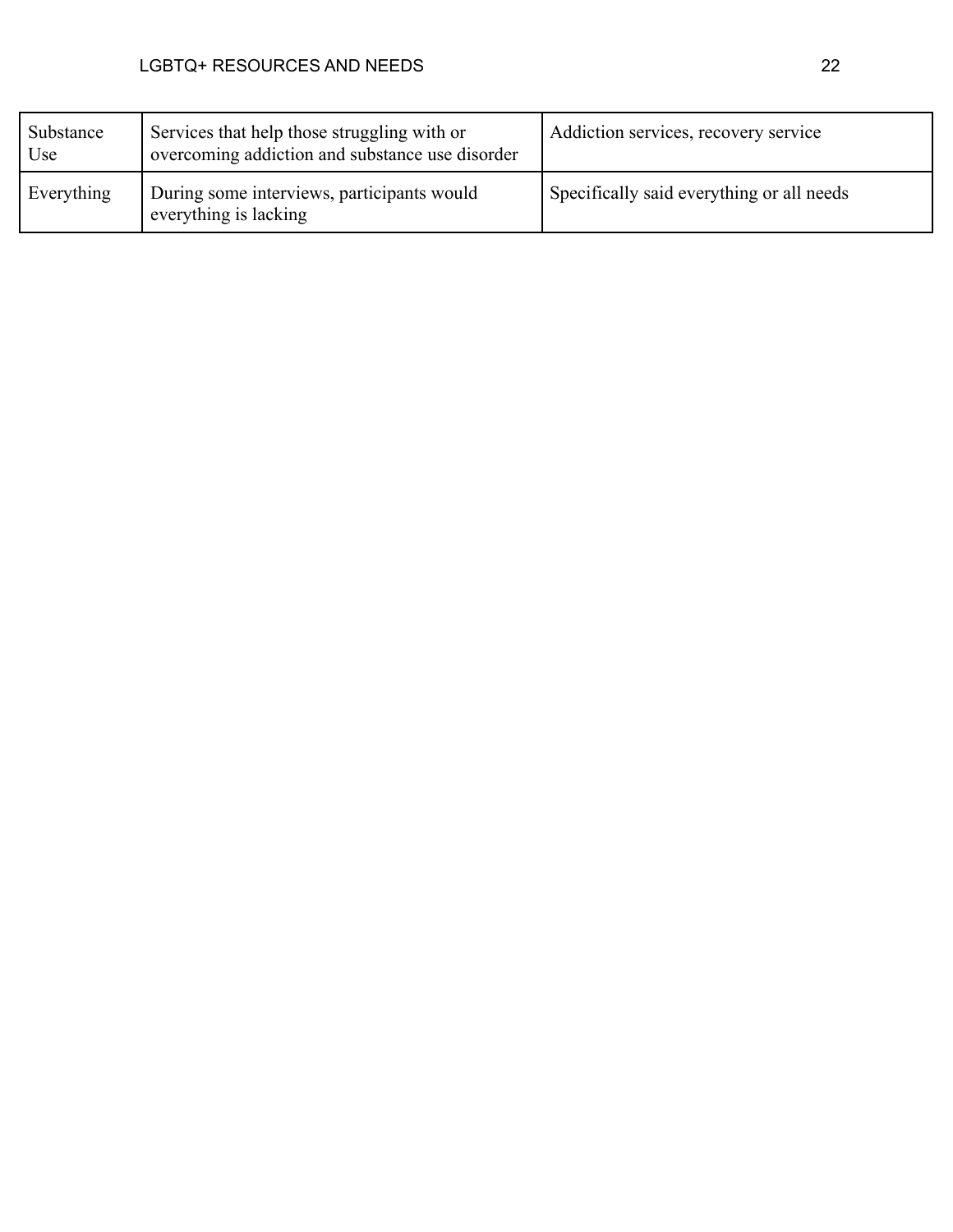| Substance Use | Services that help those struggling with or overcoming addiction and substance use disorder | Addiction services, recovery service |
|---|---|---|
| Everything | During some interviews, participants would everything is lacking | Specifically said everything or all needs |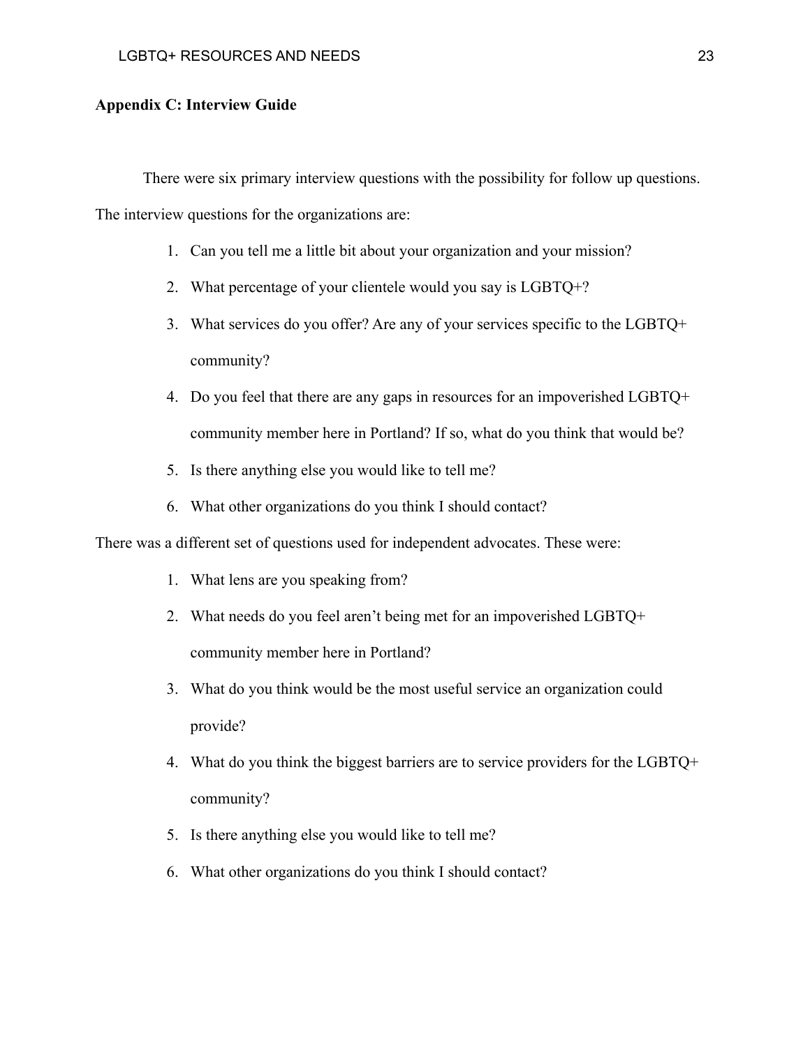## Appendix C: Interview Guide

There were six primary interview questions with the possibility for follow up questions. The interview questions for the organizations are:

1. Can you tell me a little bit about your organization and your mission?
2. What percentage of your clientele would you say is LGBTQ+?
3. What services do you offer? Are any of your services specific to the LGBTQ+ community?
4. Do you feel that there are any gaps in resources for an impoverished LGBTQ+ community member here in Portland? If so, what do you think that would be?
5. Is there anything else you would like to tell me?
6. What other organizations do you think I should contact?

There was a different set of questions used for independent advocates. These were:

1. What lens are you speaking from?
2. What needs do you feel aren't being met for an impoverished LGBTQ+ community member here in Portland?
3. What do you think would be the most useful service an organization could provide?
4. What do you think the biggest barriers are to service providers for the LGBTQ+ community?
5. Is there anything else you would like to tell me?
6. What other organizations do you think I should contact?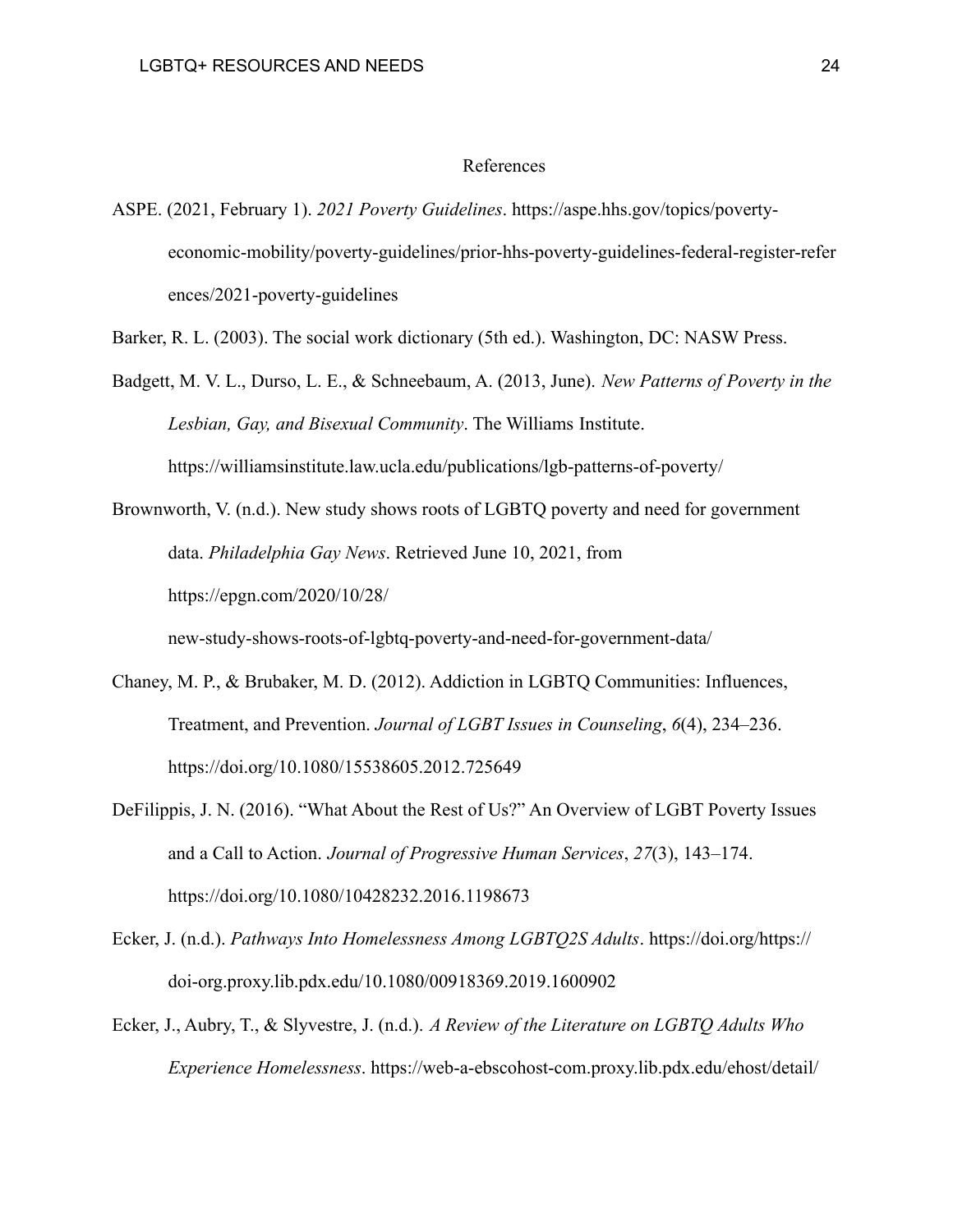# References

ASPE. (2021, February 1). *2021 Poverty Guidelines*. https://aspe.hhs.gov/topics/poverty-economic-mobility/poverty-guidelines/prior-hhs-poverty-guidelines-federal-register-references/2021-poverty-guidelines

Barker, R. L. (2003). The social work dictionary (5th ed.). Washington, DC: NASW Press.

Badgett, M. V. L., Durso, L. E., & Schneebaum, A. (2013, June). *New Patterns of Poverty in the Lesbian, Gay, and Bisexual Community*. The Williams Institute. https://williamsinstitute.law.ucla.edu/publications/lgb-patterns-of-poverty/

Brownworth, V. (n.d.). New study shows roots of LGBTQ poverty and need for government data. *Philadelphia Gay News*. Retrieved June 10, 2021, from https://epgn.com/2020/10/28/new-study-shows-roots-of-lgbtq-poverty-and-need-for-government-data/

Chaney, M. P., & Brubaker, M. D. (2012). Addiction in LGBTQ Communities: Influences, Treatment, and Prevention. *Journal of LGBT Issues in Counseling*, *6*(4), 234–236. https://doi.org/10.1080/15538605.2012.725649

DeFilippis, J. N. (2016). "What About the Rest of Us?" An Overview of LGBT Poverty Issues and a Call to Action. *Journal of Progressive Human Services*, *27*(3), 143–174. https://doi.org/10.1080/10428232.2016.1198673

Ecker, J. (n.d.). *Pathways Into Homelessness Among LGBTQ2S Adults*. https://doi.org/https://doi-org.proxy.lib.pdx.edu/10.1080/00918369.2019.1600902

Ecker, J., Aubry, T., & Slyvestre, J. (n.d.). *A Review of the Literature on LGBTQ Adults Who Experience Homelessness*. https://web-a-ebscohost-com.proxy.lib.pdx.edu/ehost/detail/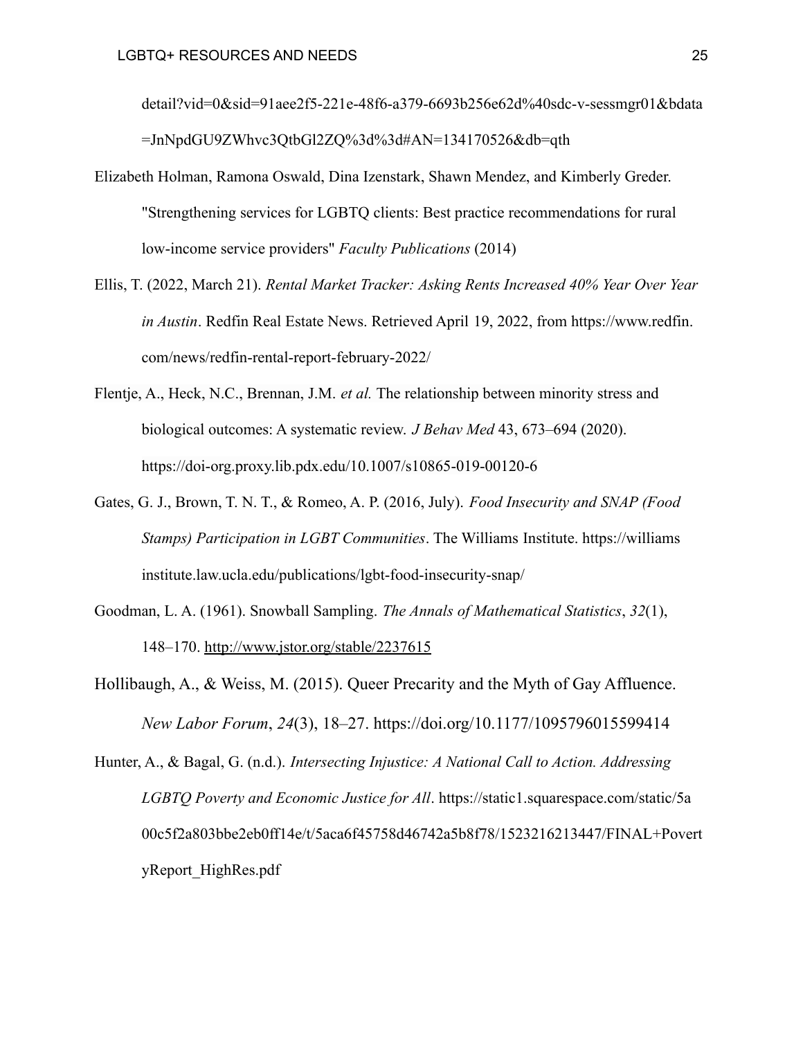detail?vid=0&sid=91aee2f5-221e-48f6-a379-6693b256e62d%40sdc-v-sessmgr01&bdata =JnNpdGU9ZWhvc3QtbGl2ZQ%3d%3d#AN=134170526&db=qth

Elizabeth Holman, Ramona Oswald, Dina Izenstark, Shawn Mendez, and Kimberly Greder. "Strengthening services for LGBTQ clients: Best practice recommendations for rural low-income service providers" *Faculty Publications* (2014)

Ellis, T. (2022, March 21). *Rental Market Tracker: Asking Rents Increased 40% Year Over Year in Austin*. Redfin Real Estate News. Retrieved April 19, 2022, from https://www.redfin.com/news/redfin-rental-report-february-2022/

Flentje, A., Heck, N.C., Brennan, J.M. *et al.* The relationship between minority stress and biological outcomes: A systematic review. *J Behav Med* 43, 673–694 (2020). https://doi-org.proxy.lib.pdx.edu/10.1007/s10865-019-00120-6

Gates, G. J., Brown, T. N. T., & Romeo, A. P. (2016, July). *Food Insecurity and SNAP (Food Stamps) Participation in LGBT Communities*. The Williams Institute. https://williamsinstitute.law.ucla.edu/publications/lgbt-food-insecurity-snap/

Goodman, L. A. (1961). Snowball Sampling. *The Annals of Mathematical Statistics*, *32*(1), 148–170. http://www.jstor.org/stable/2237615

Hollibaugh, A., & Weiss, M. (2015). Queer Precarity and the Myth of Gay Affluence. *New Labor Forum*, *24*(3), 18–27. https://doi.org/10.1177/1095796015599414

Hunter, A., & Bagal, G. (n.d.). *Intersecting Injustice: A National Call to Action. Addressing LGBTQ Poverty and Economic Justice for All*. https://static1.squarespace.com/static/5a00c5f2a803bbe2eb0ff14e/t/5aca6f45758d46742a5b8f78/1523216213447/FINAL+PovertyReport_HighRes.pdf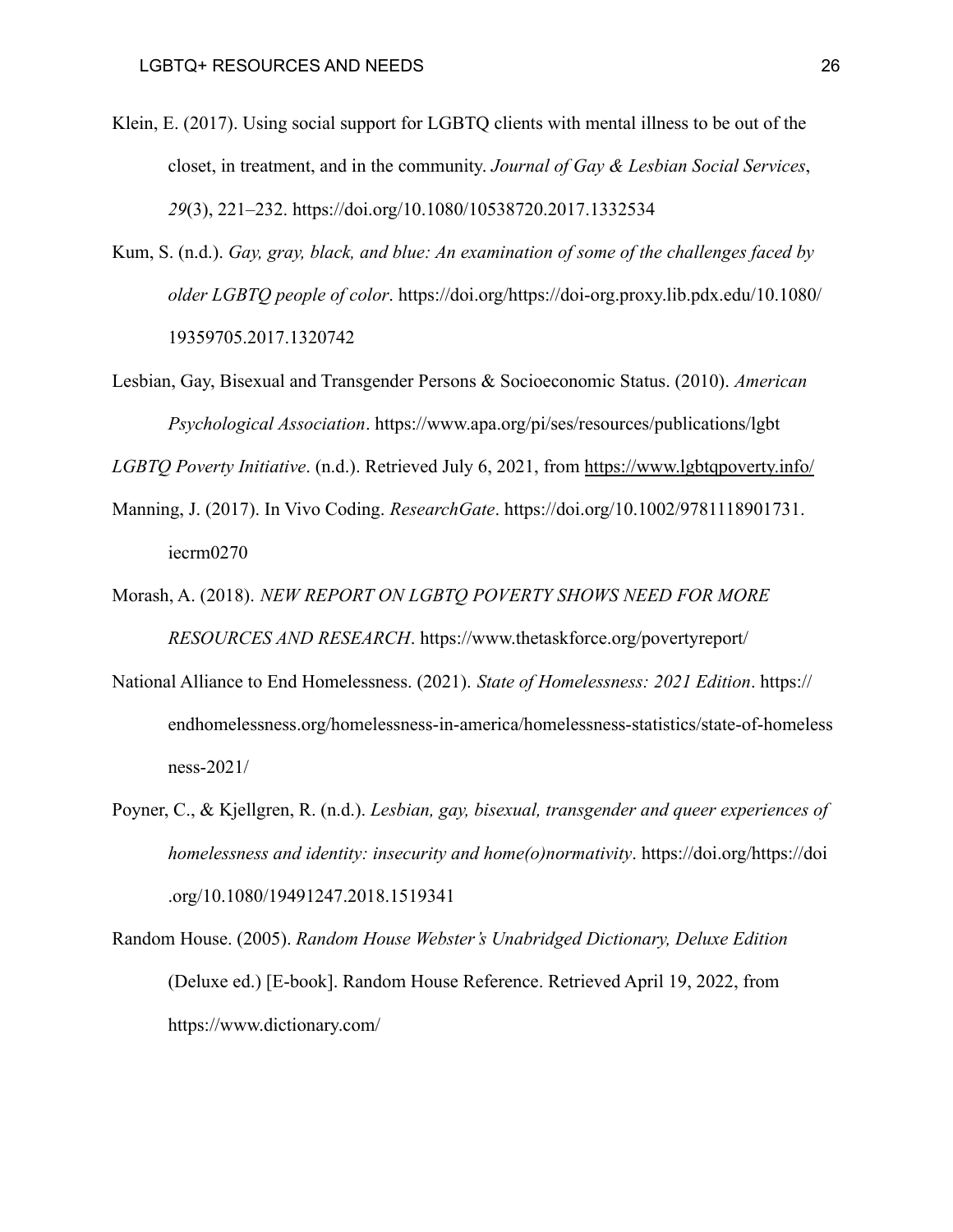Klein, E. (2017). Using social support for LGBTQ clients with mental illness to be out of the closet, in treatment, and in the community. *Journal of Gay & Lesbian Social Services*, *29*(3), 221–232. https://doi.org/10.1080/10538720.2017.1332534

Kum, S. (n.d.). *Gay, gray, black, and blue: An examination of some of the challenges faced by older LGBTQ people of color*. https://doi.org/https://doi-org.proxy.lib.pdx.edu/10.1080/19359705.2017.1320742

Lesbian, Gay, Bisexual and Transgender Persons & Socioeconomic Status. (2010). *American Psychological Association*. https://www.apa.org/pi/ses/resources/publications/lgbt

*LGBTQ Poverty Initiative*. (n.d.). Retrieved July 6, 2021, from https://www.lgbtqpoverty.info/

Manning, J. (2017). In Vivo Coding. *ResearchGate*. https://doi.org/10.1002/9781118901731.iecrm0270

Morash, A. (2018). *NEW REPORT ON LGBTQ POVERTY SHOWS NEED FOR MORE RESOURCES AND RESEARCH*. https://www.thetaskforce.org/povertyreport/

National Alliance to End Homelessness. (2021). *State of Homelessness: 2021 Edition*. https://endhomelessness.org/homelessness-in-america/homelessness-statistics/state-of-homelessness-2021/

Poyner, C., & Kjellgren, R. (n.d.). *Lesbian, gay, bisexual, transgender and queer experiences of homelessness and identity: insecurity and home(o)normativity*. https://doi.org/https://doi.org/10.1080/19491247.2018.1519341

Random House. (2005). *Random House Webster's Unabridged Dictionary, Deluxe Edition* (Deluxe ed.) [E-book]. Random House Reference. Retrieved April 19, 2022, from https://www.dictionary.com/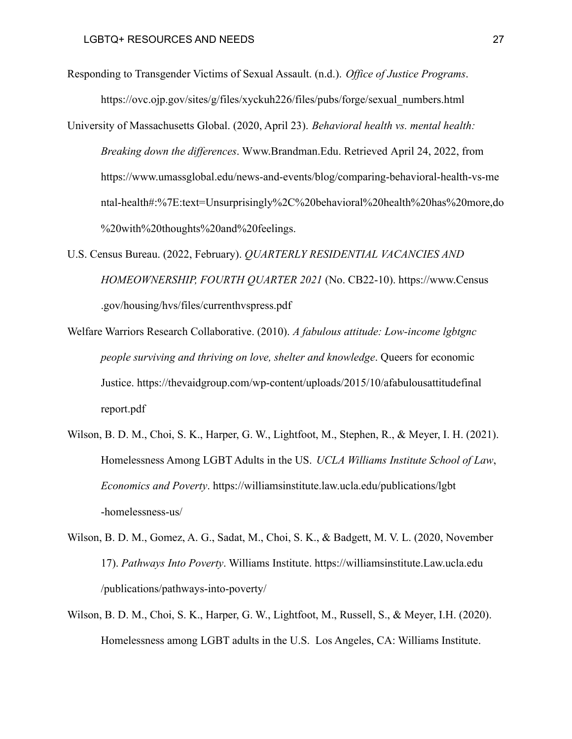Responding to Transgender Victims of Sexual Assault. (n.d.). *Office of Justice Programs*. https://ovc.ojp.gov/sites/g/files/xyckuh226/files/pubs/forge/sexual_numbers.html

University of Massachusetts Global. (2020, April 23). *Behavioral health vs. mental health: Breaking down the differences*. Www.Brandman.Edu. Retrieved April 24, 2022, from https://www.umassglobal.edu/news-and-events/blog/comparing-behavioral-health-vs-mental-health#:%7E:text=Unsurprisingly%2C%20behavioral%20health%20has%20more,do%20with%20thoughts%20and%20feelings.

U.S. Census Bureau. (2022, February). *QUARTERLY RESIDENTIAL VACANCIES AND HOMEOWNERSHIP, FOURTH QUARTER 2021* (No. CB22-10). https://www.Census.gov/housing/hvs/files/currenthvspress.pdf

Welfare Warriors Research Collaborative. (2010). *A fabulous attitude: Low-income lgbtgnc people surviving and thriving on love, shelter and knowledge*. Queers for economic Justice. https://thevaidgroup.com/wp-content/uploads/2015/10/afabulousattitudefinalreport.pdf

Wilson, B. D. M., Choi, S. K., Harper, G. W., Lightfoot, M., Stephen, R., & Meyer, I. H. (2021). Homelessness Among LGBT Adults in the US. *UCLA Williams Institute School of Law, Economics and Poverty*. https://williamsinstitute.law.ucla.edu/publications/lgbt-homelessness-us/

Wilson, B. D. M., Gomez, A. G., Sadat, M., Choi, S. K., & Badgett, M. V. L. (2020, November 17). *Pathways Into Poverty*. Williams Institute. https://williamsinstitute.Law.ucla.edu/publications/pathways-into-poverty/

Wilson, B. D. M., Choi, S. K., Harper, G. W., Lightfoot, M., Russell, S., & Meyer, I.H. (2020). Homelessness among LGBT adults in the U.S. Los Angeles, CA: Williams Institute.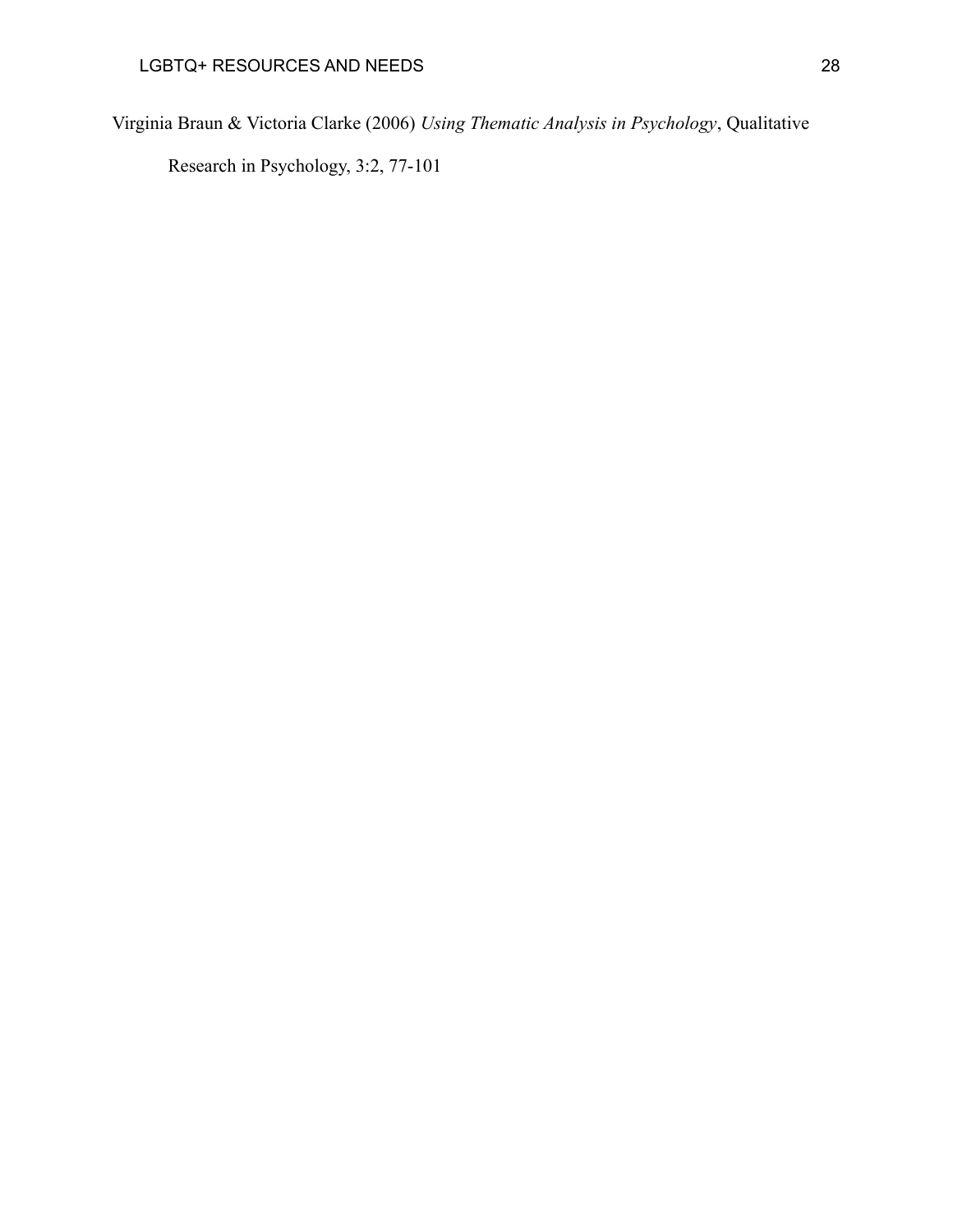Virginia Braun & Victoria Clarke (2006) *Using Thematic Analysis in Psychology*, Qualitative Research in Psychology, 3:2, 77-101